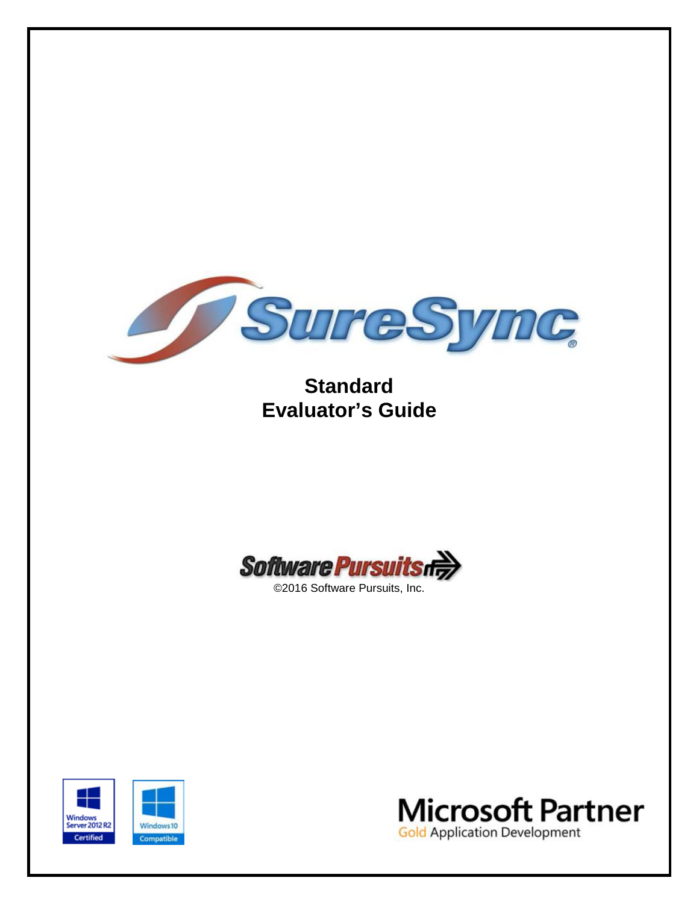# SureSync®

## Standard Evaluator's Guide

Software Pursuits

©2016 Software Pursuits, Inc.

Windows Server 2012 R2 Certified

Windows 10 Compatible

Microsoft Partner

Gold Application Development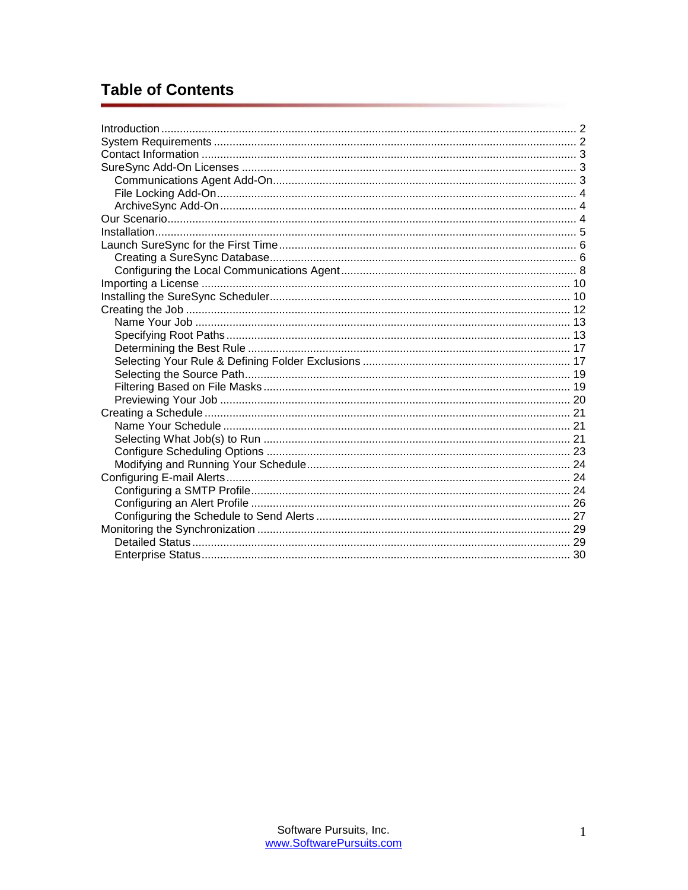# Table of Contents

- Introduction ..... 2
- System Requirements ..... 2
- Contact Information ..... 3
- SureSync Add-On Licenses ..... 3
  - Communications Agent Add-On ..... 3
  - File Locking Add-On ..... 4
  - ArchiveSync Add-On ..... 4
- Our Scenario ..... 4
- Installation ..... 5
- Launch SureSync for the First Time ..... 6
  - Creating a SureSync Database ..... 6
  - Configuring the Local Communications Agent ..... 8
- Importing a License ..... 10
- Installing the SureSync Scheduler ..... 10
- Creating the Job ..... 12
  - Name Your Job ..... 13
  - Specifying Root Paths ..... 13
  - Determining the Best Rule ..... 17
  - Selecting Your Rule & Defining Folder Exclusions ..... 17
  - Selecting the Source Path ..... 19
  - Filtering Based on File Masks ..... 19
  - Previewing Your Job ..... 20
- Creating a Schedule ..... 21
  - Name Your Schedule ..... 21
  - Selecting What Job(s) to Run ..... 21
  - Configure Scheduling Options ..... 23
  - Modifying and Running Your Schedule ..... 24
- Configuring E-mail Alerts ..... 24
  - Configuring a SMTP Profile ..... 24
  - Configuring an Alert Profile ..... 26
  - Configuring the Schedule to Send Alerts ..... 27
- Monitoring the Synchronization ..... 29
  - Detailed Status ..... 29
  - Enterprise Status ..... 30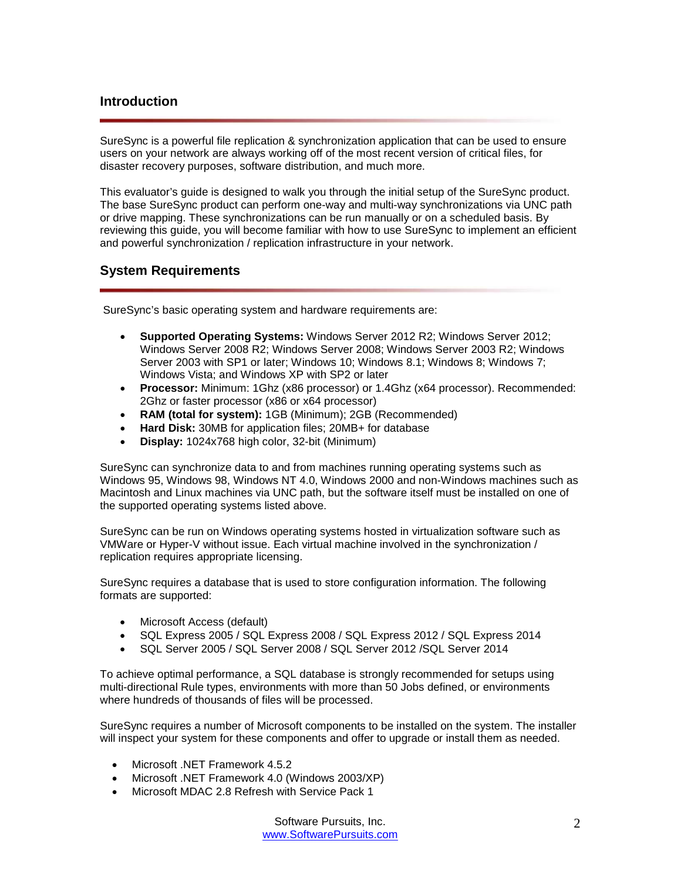## Introduction

SureSync is a powerful file replication & synchronization application that can be used to ensure users on your network are always working off of the most recent version of critical files, for disaster recovery purposes, software distribution, and much more.

This evaluator's guide is designed to walk you through the initial setup of the SureSync product. The base SureSync product can perform one-way and multi-way synchronizations via UNC path or drive mapping. These synchronizations can be run manually or on a scheduled basis. By reviewing this guide, you will become familiar with how to use SureSync to implement an efficient and powerful synchronization / replication infrastructure in your network.

## System Requirements

SureSync's basic operating system and hardware requirements are:

- **Supported Operating Systems:** Windows Server 2012 R2; Windows Server 2012; Windows Server 2008 R2; Windows Server 2008; Windows Server 2003 R2; Windows Server 2003 with SP1 or later; Windows 10; Windows 8.1; Windows 8; Windows 7; Windows Vista; and Windows XP with SP2 or later
- **Processor:** Minimum: 1Ghz (x86 processor) or 1.4Ghz (x64 processor). Recommended: 2Ghz or faster processor (x86 or x64 processor)
- **RAM (total for system):** 1GB (Minimum); 2GB (Recommended)
- **Hard Disk:** 30MB for application files; 20MB+ for database
- **Display:** 1024x768 high color, 32-bit (Minimum)

SureSync can synchronize data to and from machines running operating systems such as Windows 95, Windows 98, Windows NT 4.0, Windows 2000 and non-Windows machines such as Macintosh and Linux machines via UNC path, but the software itself must be installed on one of the supported operating systems listed above.

SureSync can be run on Windows operating systems hosted in virtualization software such as VMWare or Hyper-V without issue. Each virtual machine involved in the synchronization / replication requires appropriate licensing.

SureSync requires a database that is used to store configuration information. The following formats are supported:

- Microsoft Access (default)
- SQL Express 2005 / SQL Express 2008 / SQL Express 2012 / SQL Express 2014
- SQL Server 2005 / SQL Server 2008 / SQL Server 2012 /SQL Server 2014

To achieve optimal performance, a SQL database is strongly recommended for setups using multi-directional Rule types, environments with more than 50 Jobs defined, or environments where hundreds of thousands of files will be processed.

SureSync requires a number of Microsoft components to be installed on the system. The installer will inspect your system for these components and offer to upgrade or install them as needed.

- Microsoft .NET Framework 4.5.2
- Microsoft .NET Framework 4.0 (Windows 2003/XP)
- Microsoft MDAC 2.8 Refresh with Service Pack 1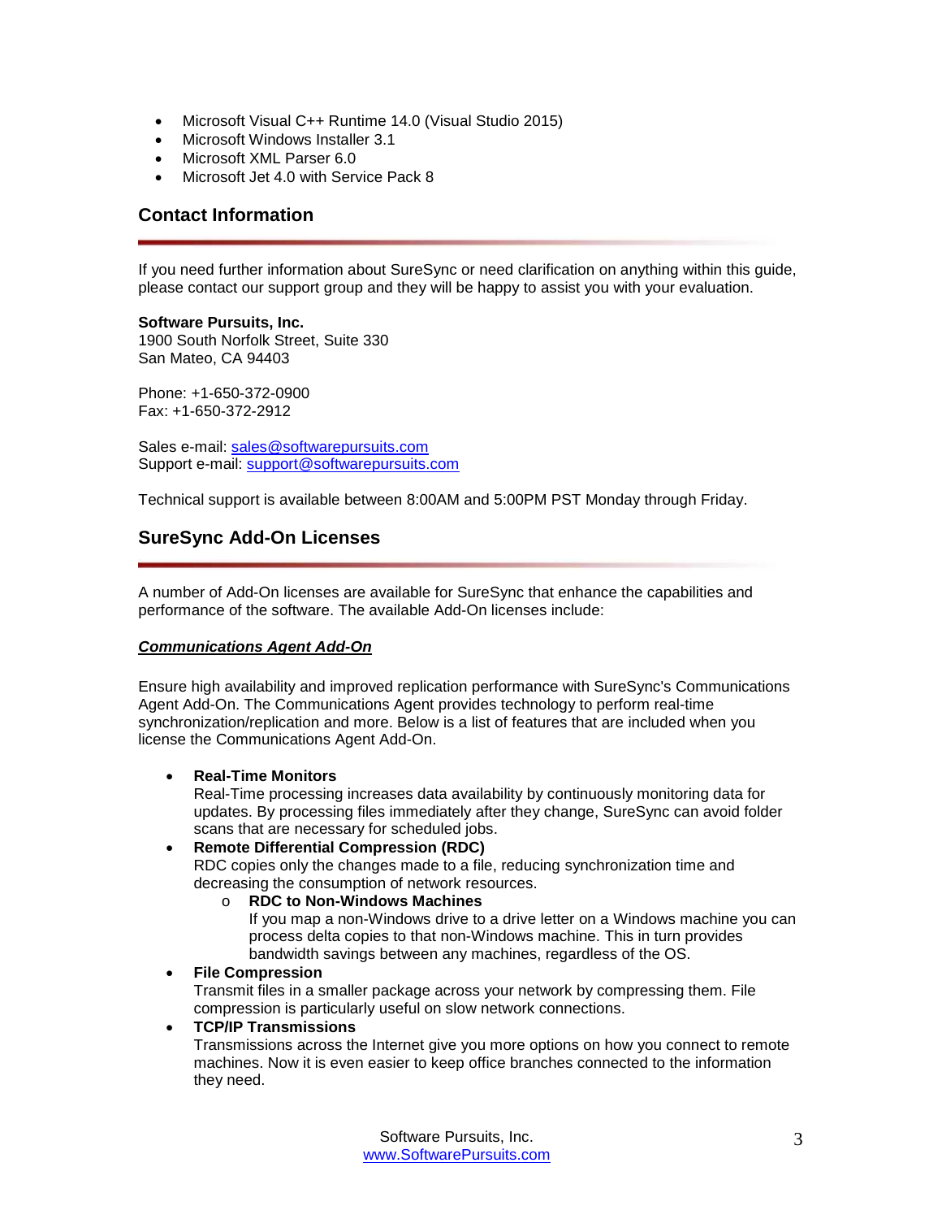- Microsoft Visual C++ Runtime 14.0 (Visual Studio 2015)
- Microsoft Windows Installer 3.1
- Microsoft XML Parser 6.0
- Microsoft Jet 4.0 with Service Pack 8

## Contact Information

If you need further information about SureSync or need clarification on anything within this guide, please contact our support group and they will be happy to assist you with your evaluation.

**Software Pursuits, Inc.**
1900 South Norfolk Street, Suite 330
San Mateo, CA 94403

Phone: +1-650-372-0900
Fax: +1-650-372-2912

Sales e-mail: sales@softwarepursuits.com
Support e-mail: support@softwarepursuits.com

Technical support is available between 8:00AM and 5:00PM PST Monday through Friday.

## SureSync Add-On Licenses

A number of Add-On licenses are available for SureSync that enhance the capabilities and performance of the software. The available Add-On licenses include:

***Communications Agent Add-On***

Ensure high availability and improved replication performance with SureSync's Communications Agent Add-On. The Communications Agent provides technology to perform real-time synchronization/replication and more. Below is a list of features that are included when you license the Communications Agent Add-On.

- **Real-Time Monitors**
  Real-Time processing increases data availability by continuously monitoring data for updates. By processing files immediately after they change, SureSync can avoid folder scans that are necessary for scheduled jobs.
- **Remote Differential Compression (RDC)**
  RDC copies only the changes made to a file, reducing synchronization time and decreasing the consumption of network resources.
  - **RDC to Non-Windows Machines**
    If you map a non-Windows drive to a drive letter on a Windows machine you can process delta copies to that non-Windows machine. This in turn provides bandwidth savings between any machines, regardless of the OS.
- **File Compression**
  Transmit files in a smaller package across your network by compressing them. File compression is particularly useful on slow network connections.
- **TCP/IP Transmissions**
  Transmissions across the Internet give you more options on how you connect to remote machines. Now it is even easier to keep office branches connected to the information they need.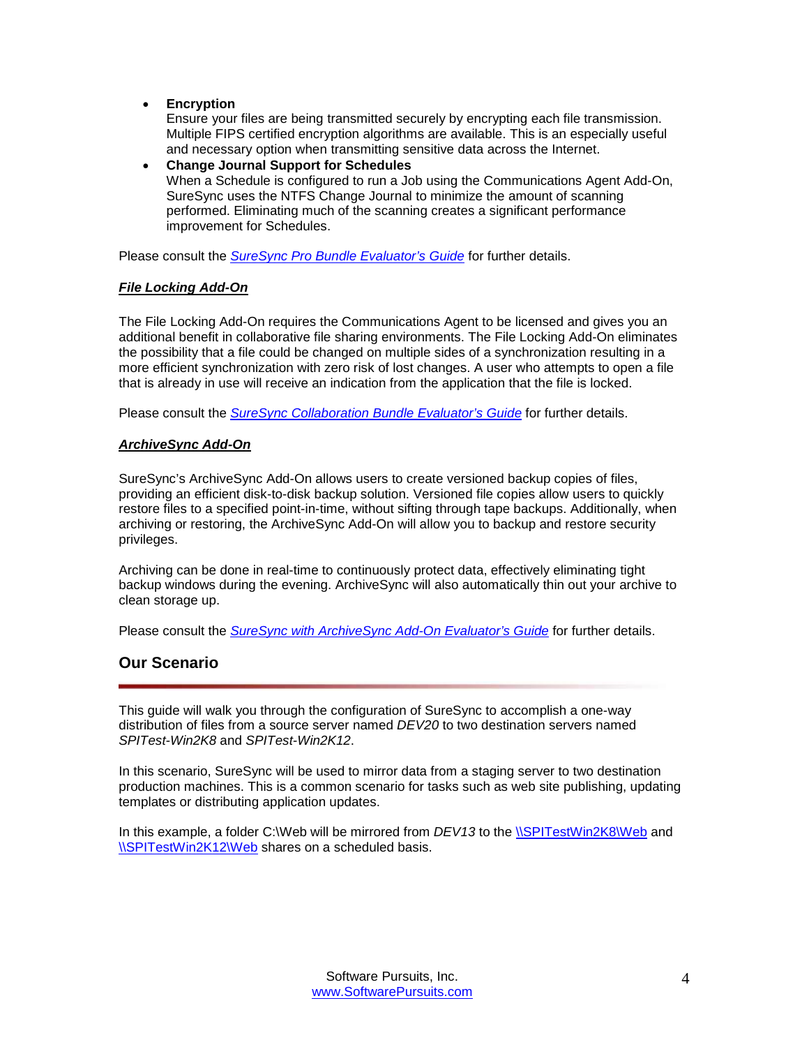- **Encryption**
  Ensure your files are being transmitted securely by encrypting each file transmission. Multiple FIPS certified encryption algorithms are available. This is an especially useful and necessary option when transmitting sensitive data across the Internet.
- **Change Journal Support for Schedules**
  When a Schedule is configured to run a Job using the Communications Agent Add-On, SureSync uses the NTFS Change Journal to minimize the amount of scanning performed. Eliminating much of the scanning creates a significant performance improvement for Schedules.

Please consult the *SureSync Pro Bundle Evaluator's Guide* for further details.

***File Locking Add-On***

The File Locking Add-On requires the Communications Agent to be licensed and gives you an additional benefit in collaborative file sharing environments. The File Locking Add-On eliminates the possibility that a file could be changed on multiple sides of a synchronization resulting in a more efficient synchronization with zero risk of lost changes. A user who attempts to open a file that is already in use will receive an indication from the application that the file is locked.

Please consult the *SureSync Collaboration Bundle Evaluator's Guide* for further details.

***ArchiveSync Add-On***

SureSync's ArchiveSync Add-On allows users to create versioned backup copies of files, providing an efficient disk-to-disk backup solution. Versioned file copies allow users to quickly restore files to a specified point-in-time, without sifting through tape backups. Additionally, when archiving or restoring, the ArchiveSync Add-On will allow you to backup and restore security privileges.

Archiving can be done in real-time to continuously protect data, effectively eliminating tight backup windows during the evening. ArchiveSync will also automatically thin out your archive to clean storage up.

Please consult the *SureSync with ArchiveSync Add-On Evaluator's Guide* for further details.

## Our Scenario

This guide will walk you through the configuration of SureSync to accomplish a one-way distribution of files from a source server named *DEV20* to two destination servers named *SPITest-Win2K8* and *SPITest-Win2K12*.

In this scenario, SureSync will be used to mirror data from a staging server to two destination production machines. This is a common scenario for tasks such as web site publishing, updating templates or distributing application updates.

In this example, a folder C:\Web will be mirrored from *DEV13* to the \\SPITestWin2K8\Web and \\SPITestWin2K12\Web shares on a scheduled basis.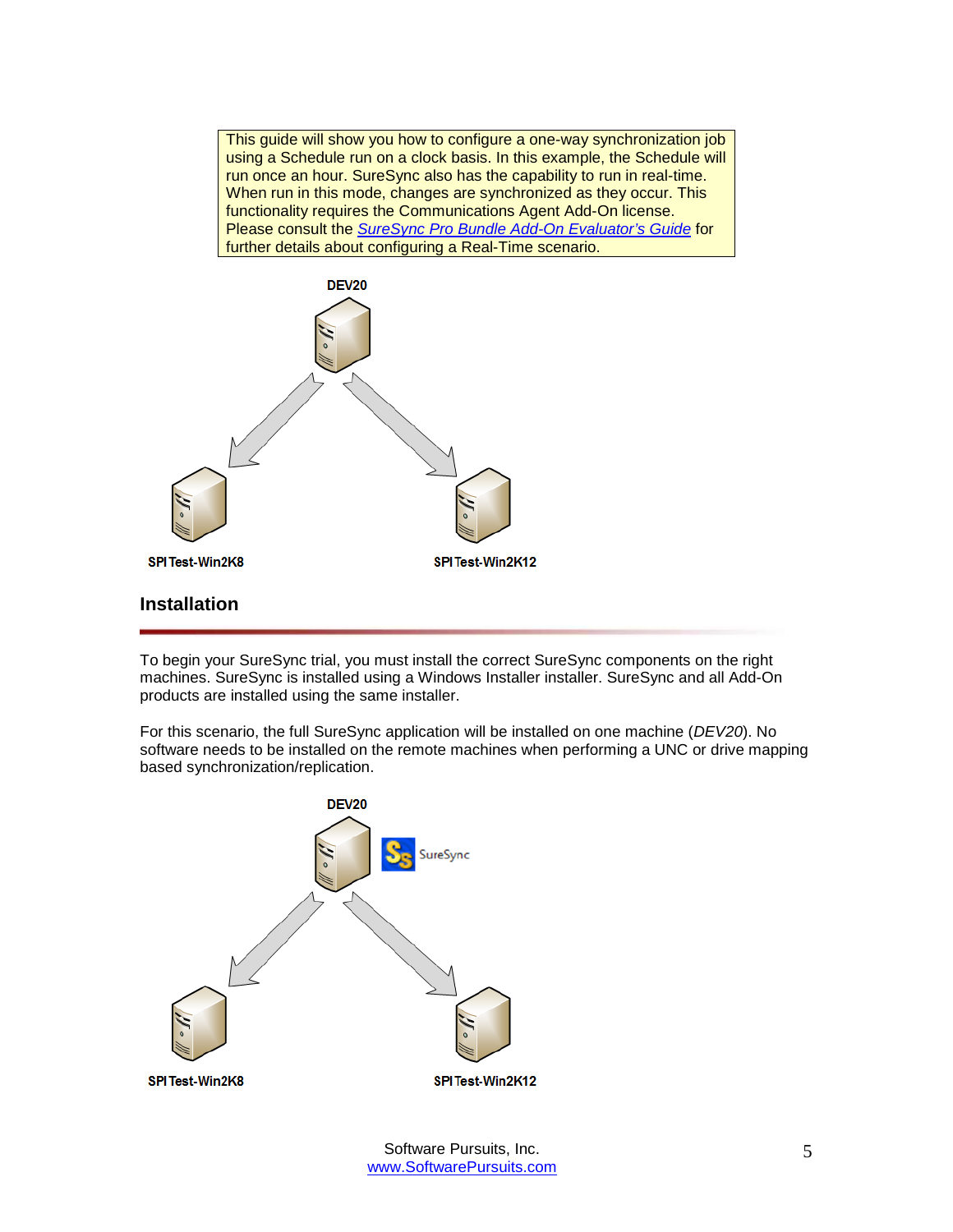This guide will show you how to configure a one-way synchronization job using a Schedule run on a clock basis. In this example, the Schedule will run once an hour. SureSync also has the capability to run in real-time. When run in this mode, changes are synchronized as they occur. This functionality requires the Communications Agent Add-On license. Please consult the *SureSync Pro Bundle Add-On Evaluator's Guide* for further details about configuring a Real-Time scenario.

DEV20

SPI Test-Win2K8 SPI Test-Win2K12

## Installation

To begin your SureSync trial, you must install the correct SureSync components on the right machines. SureSync is installed using a Windows Installer installer. SureSync and all Add-On products are installed using the same installer.

For this scenario, the full SureSync application will be installed on one machine (*DEV20*). No software needs to be installed on the remote machines when performing a UNC or drive mapping based synchronization/replication.

DEV20 SureSync

SPI Test-Win2K8 SPI Test-Win2K12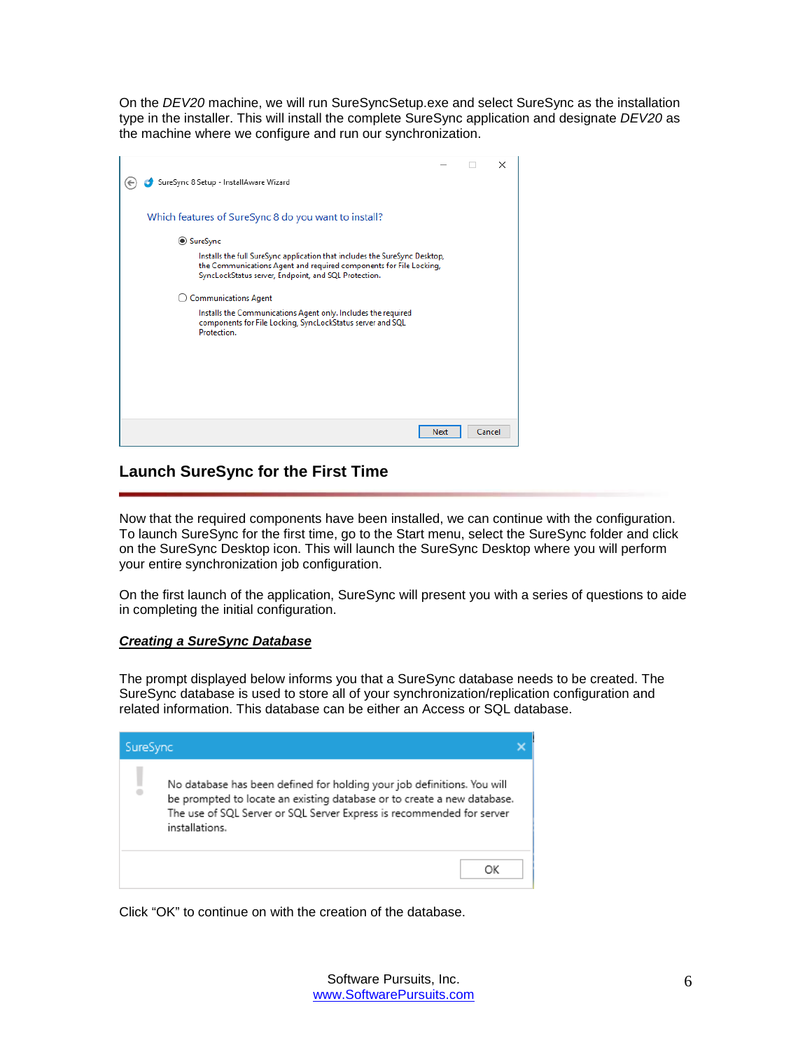On the *DEV20* machine, we will run SureSyncSetup.exe and select SureSync as the installation type in the installer. This will install the complete SureSync application and designate *DEV20* as the machine where we configure and run our synchronization.

## Launch SureSync for the First Time

Now that the required components have been installed, we can continue with the configuration. To launch SureSync for the first time, go to the Start menu, select the SureSync folder and click on the SureSync Desktop icon. This will launch the SureSync Desktop where you will perform your entire synchronization job configuration.

On the first launch of the application, SureSync will present you with a series of questions to aide in completing the initial configuration.

***Creating a SureSync Database***

The prompt displayed below informs you that a SureSync database needs to be created. The SureSync database is used to store all of your synchronization/replication configuration and related information. This database can be either an Access or SQL database.

Click "OK" to continue on with the creation of the database.

Software Pursuits, Inc.
www.SoftwarePursuits.com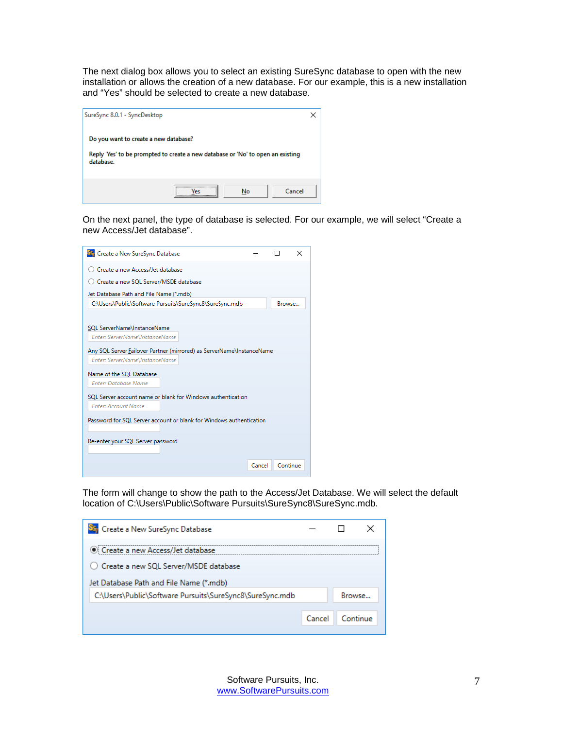The next dialog box allows you to select an existing SureSync database to open with the new installation or allows the creation of a new database. For our example, this is a new installation and "Yes" should be selected to create a new database.

SureSync 8.0.1 - SyncDesktop

Do you want to create a new database?

Reply 'Yes' to be prompted to create a new database or 'No' to open an existing database.

Yes | No | Cancel

On the next panel, the type of database is selected. For our example, we will select "Create a new Access/Jet database".

Create a New SureSync Database

- Create a new Access/Jet database
- Create a new SQL Server/MSDE database

Jet Database Path and File Name (*.mdb)

C:\Users\Public\Software Pursuits\SureSync8\SureSync.mdb | Browse...

SQL ServerName\InstanceName

Enter: ServerName\InstanceName

Any SQL Server Failover Partner (mirrored) as ServerName\InstanceName

Enter: ServerName\InstanceName

Name of the SQL Database

Enter: Database Name

SQL Server account name or blank for Windows authentication

Enter: Account Name

Password for SQL Server account or blank for Windows authentication

Re-enter your SQL Server password

Cancel | Continue

The form will change to show the path to the Access/Jet Database. We will select the default location of C:\Users\Public\Software Pursuits\SureSync8\SureSync.mdb.

Create a New SureSync Database

- Create a new Access/Jet database
- Create a new SQL Server/MSDE database

Jet Database Path and File Name (*.mdb)

C:\Users\Public\Software Pursuits\SureSync8\SureSync.mdb | Browse...

Cancel | Continue

Software Pursuits, Inc.
www.SoftwarePursuits.com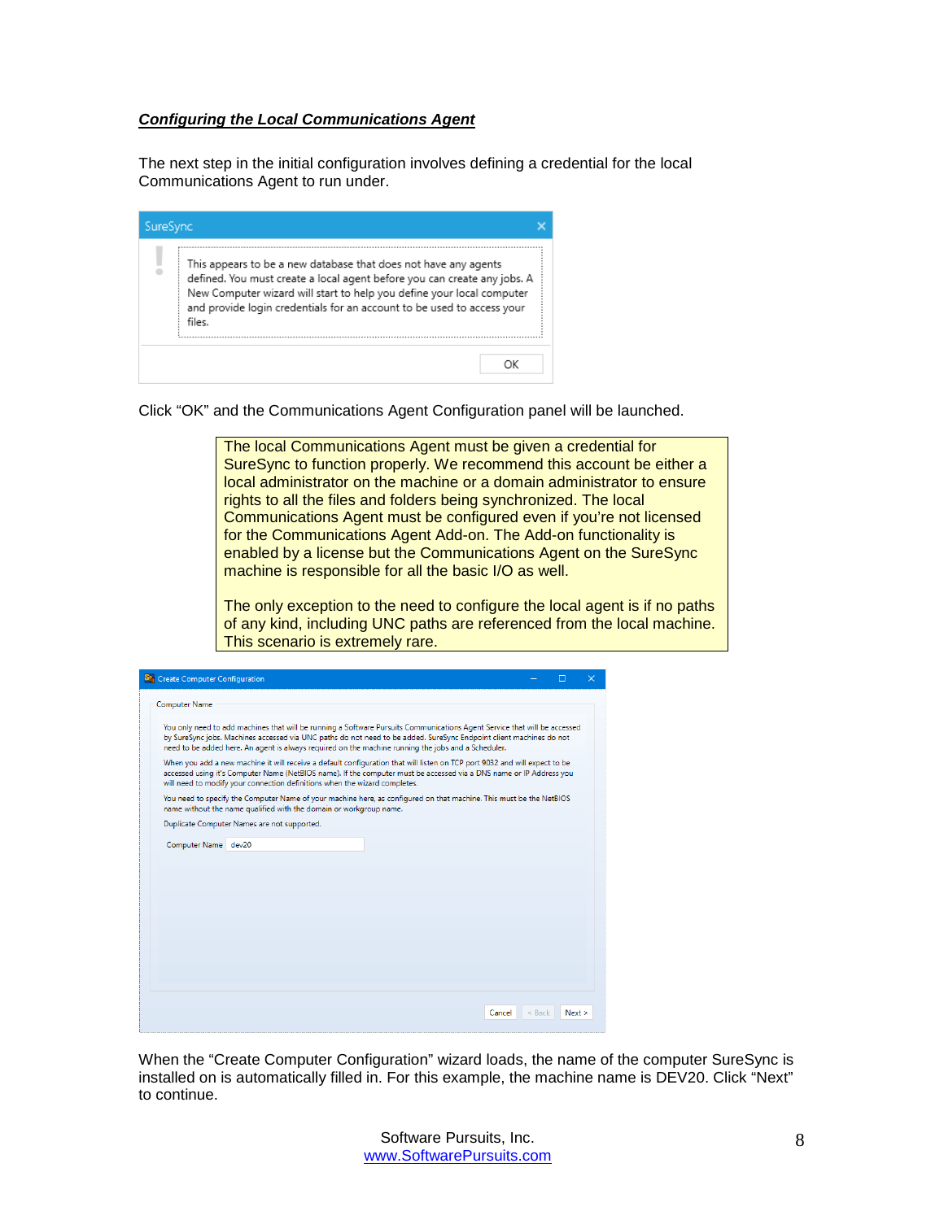***Configuring the Local Communications Agent***

The next step in the initial configuration involves defining a credential for the local Communications Agent to run under.

SureSync

This appears to be a new database that does not have any agents defined. You must create a local agent before you can create any jobs. A New Computer wizard will start to help you define your local computer and provide login credentials for an account to be used to access your files.

OK

Click "OK" and the Communications Agent Configuration panel will be launched.

> The local Communications Agent must be given a credential for SureSync to function properly. We recommend this account be either a local administrator on the machine or a domain administrator to ensure rights to all the files and folders being synchronized. The local Communications Agent must be configured even if you're not licensed for the Communications Agent Add-on. The Add-on functionality is enabled by a license but the Communications Agent on the SureSync machine is responsible for all the basic I/O as well.
>
> The only exception to the need to configure the local agent is if no paths of any kind, including UNC paths are referenced from the local machine. This scenario is extremely rare.

Create Computer Configuration

Computer Name

You only need to add machines that will be running a Software Pursuits Communications Agent Service that will be accessed by SureSync jobs. Machines accessed via UNC paths do not need to be added. SureSync Endpoint client machines do not need to be added here. An agent is always required on the machine running the jobs and a Scheduler.

When you add a new machine it will receive a default configuration that will listen on TCP port 9032 and will expect to be accessed using it's Computer Name (NetBIOS name). If the computer must be accessed via a DNS name or IP Address you will need to modify your connection definitions when the wizard completes.

You need to specify the Computer Name of your machine here, as configured on that machine. This must be the NetBIOS name without the name qualified with the domain or workgroup name.

Duplicate Computer Names are not supported.

Computer Name dev20

Cancel < Back Next >

When the "Create Computer Configuration" wizard loads, the name of the computer SureSync is installed on is automatically filled in. For this example, the machine name is DEV20. Click "Next" to continue.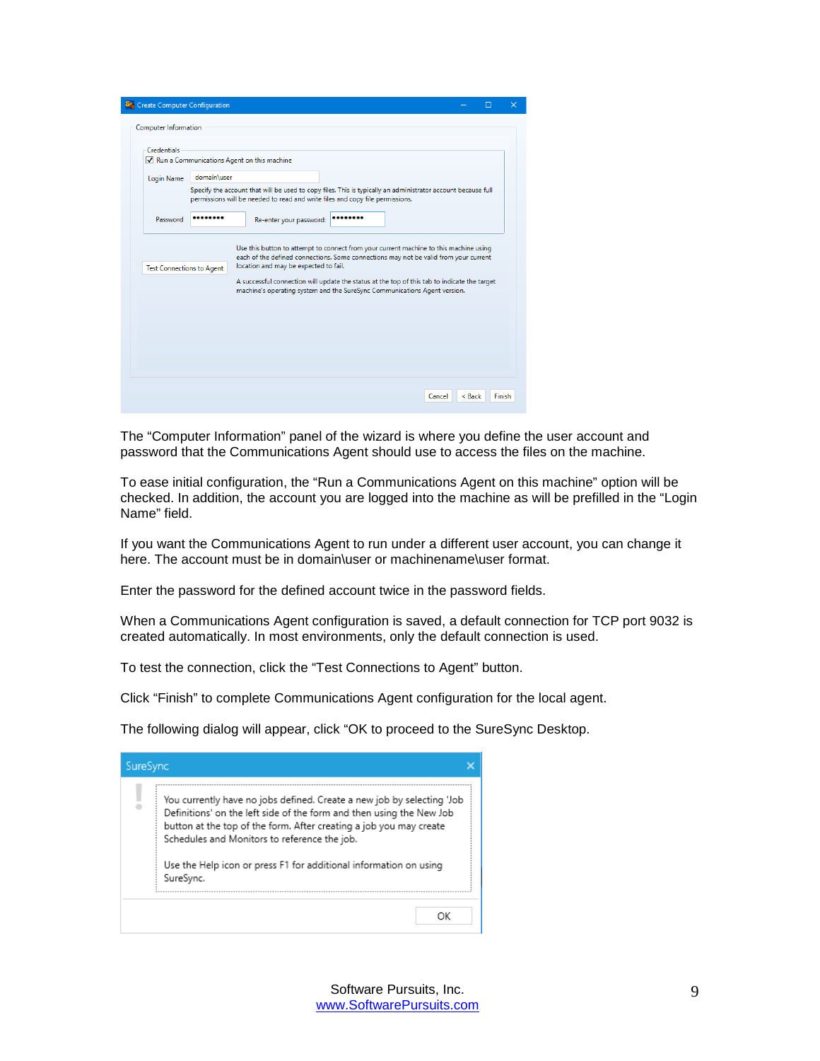The "Computer Information" panel of the wizard is where you define the user account and password that the Communications Agent should use to access the files on the machine.

To ease initial configuration, the "Run a Communications Agent on this machine" option will be checked. In addition, the account you are logged into the machine as will be prefilled in the "Login Name" field.

If you want the Communications Agent to run under a different user account, you can change it here. The account must be in domain\user or machinename\user format.

Enter the password for the defined account twice in the password fields.

When a Communications Agent configuration is saved, a default connection for TCP port 9032 is created automatically. In most environments, only the default connection is used.

To test the connection, click the "Test Connections to Agent" button.

Click "Finish" to complete Communications Agent configuration for the local agent.

The following dialog will appear, click "OK to proceed to the SureSync Desktop.

Software Pursuits, Inc.
www.SoftwarePursuits.com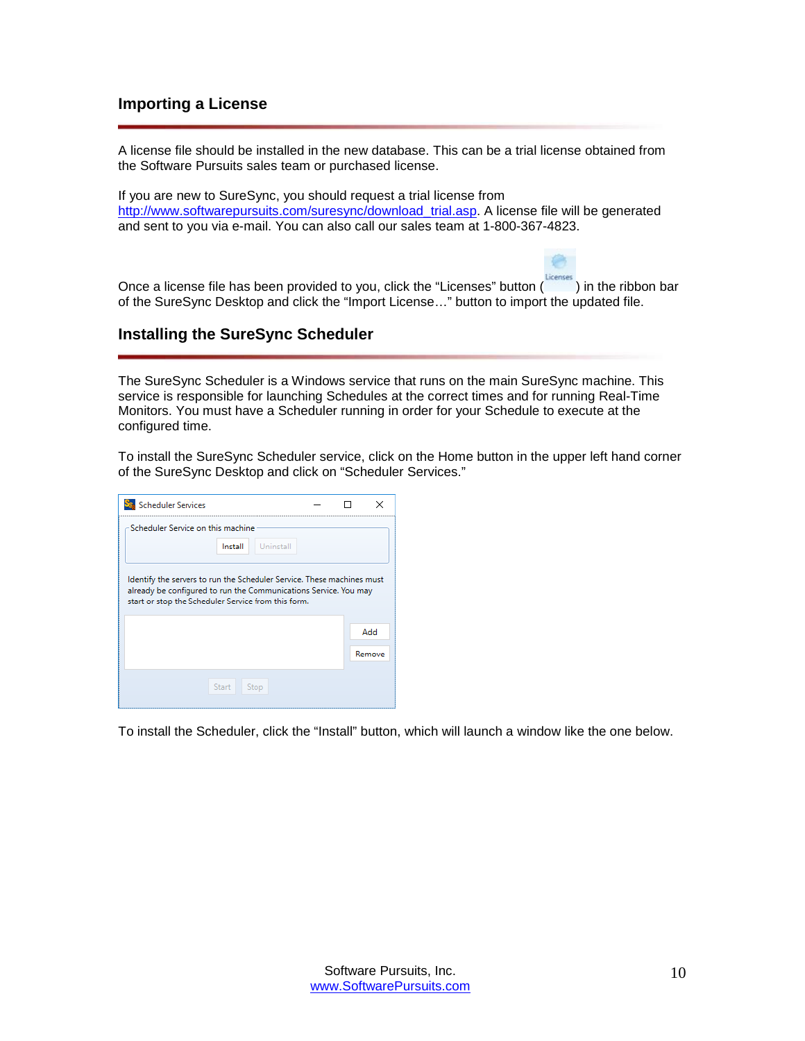## Importing a License

A license file should be installed in the new database. This can be a trial license obtained from the Software Pursuits sales team or purchased license.

If you are new to SureSync, you should request a trial license from http://www.softwarepursuits.com/suresync/download_trial.asp. A license file will be generated and sent to you via e-mail. You can also call our sales team at 1-800-367-4823.

Once a license file has been provided to you, click the "Licenses" button ( ) in the ribbon bar of the SureSync Desktop and click the "Import License…" button to import the updated file.

## Installing the SureSync Scheduler

The SureSync Scheduler is a Windows service that runs on the main SureSync machine. This service is responsible for launching Schedules at the correct times and for running Real-Time Monitors. You must have a Scheduler running in order for your Schedule to execute at the configured time.

To install the SureSync Scheduler service, click on the Home button in the upper left hand corner of the SureSync Desktop and click on "Scheduler Services."

To install the Scheduler, click the "Install" button, which will launch a window like the one below.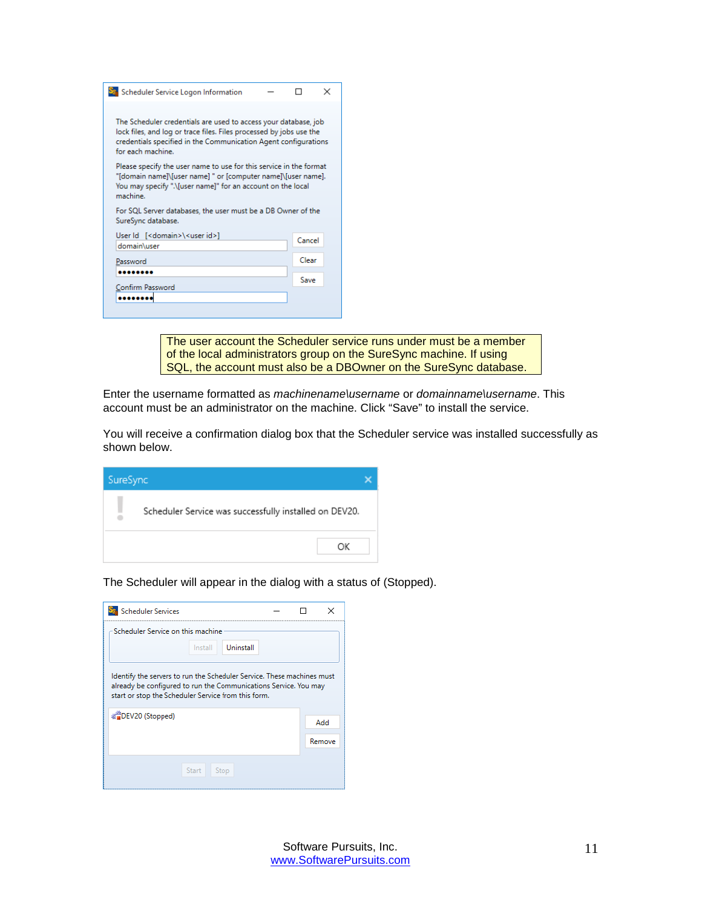Scheduler Service Logon Information

The Scheduler credentials are used to access your database, job lock files, and log or trace files. Files processed by jobs use the credentials specified in the Communication Agent configurations for each machine.

Please specify the user name to use for this service in the format "[domain name]\[user name] " or [computer name]\[user name]. You may specify ".\[user name]" for an account on the local machine.

For SQL Server databases, the user must be a DB Owner of the SureSync database.

User Id [<domain>\<user id>]
domain\user

Password
••••••••

Confirm Password
••••••••

Cancel | Clear | Save

> The user account the Scheduler service runs under must be a member of the local administrators group on the SureSync machine. If using SQL, the account must also be a DBOwner on the SureSync database.

Enter the username formatted as *machinename\username* or *domainname\username*. This account must be an administrator on the machine. Click "Save" to install the service.

You will receive a confirmation dialog box that the Scheduler service was installed successfully as shown below.

SureSync

Scheduler Service was successfully installed on DEV20.

OK

The Scheduler will appear in the dialog with a status of (Stopped).

Scheduler Services

Scheduler Service on this machine

Install | Uninstall

Identify the servers to run the Scheduler Service. These machines must already be configured to run the Communications Service. You may start or stop the Scheduler Service from this form.

DEV20 (Stopped)

Add | Remove

Start | Stop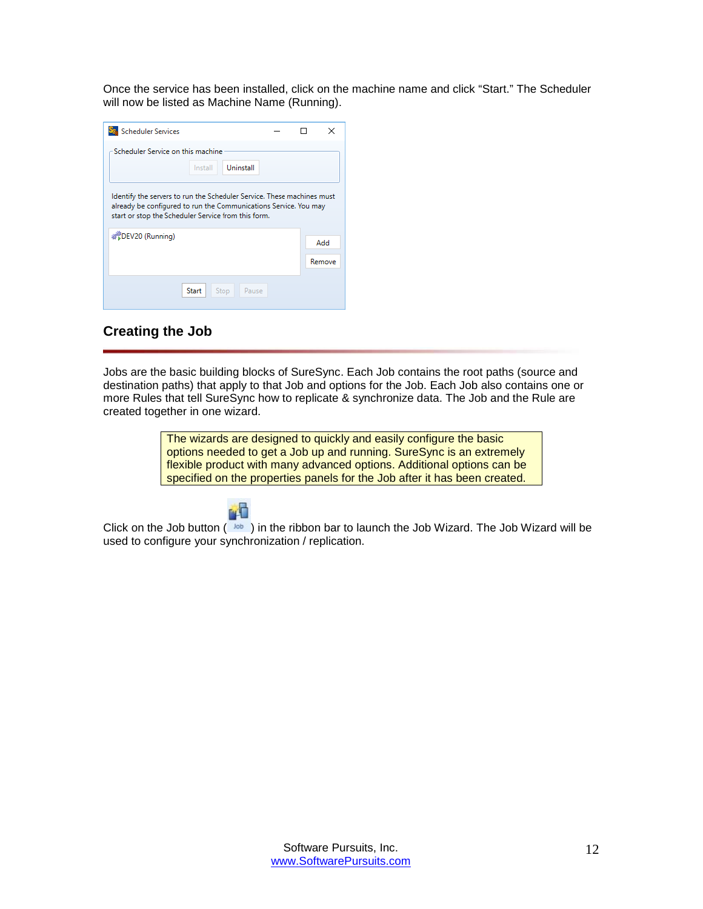Once the service has been installed, click on the machine name and click "Start." The Scheduler will now be listed as Machine Name (Running).

## Creating the Job

Jobs are the basic building blocks of SureSync. Each Job contains the root paths (source and destination paths) that apply to that Job and options for the Job. Each Job also contains one or more Rules that tell SureSync how to replicate & synchronize data. The Job and the Rule are created together in one wizard.

> The wizards are designed to quickly and easily configure the basic options needed to get a Job up and running. SureSync is an extremely flexible product with many advanced options. Additional options can be specified on the properties panels for the Job after it has been created.

Click on the Job button ( ) in the ribbon bar to launch the Job Wizard. The Job Wizard will be used to configure your synchronization / replication.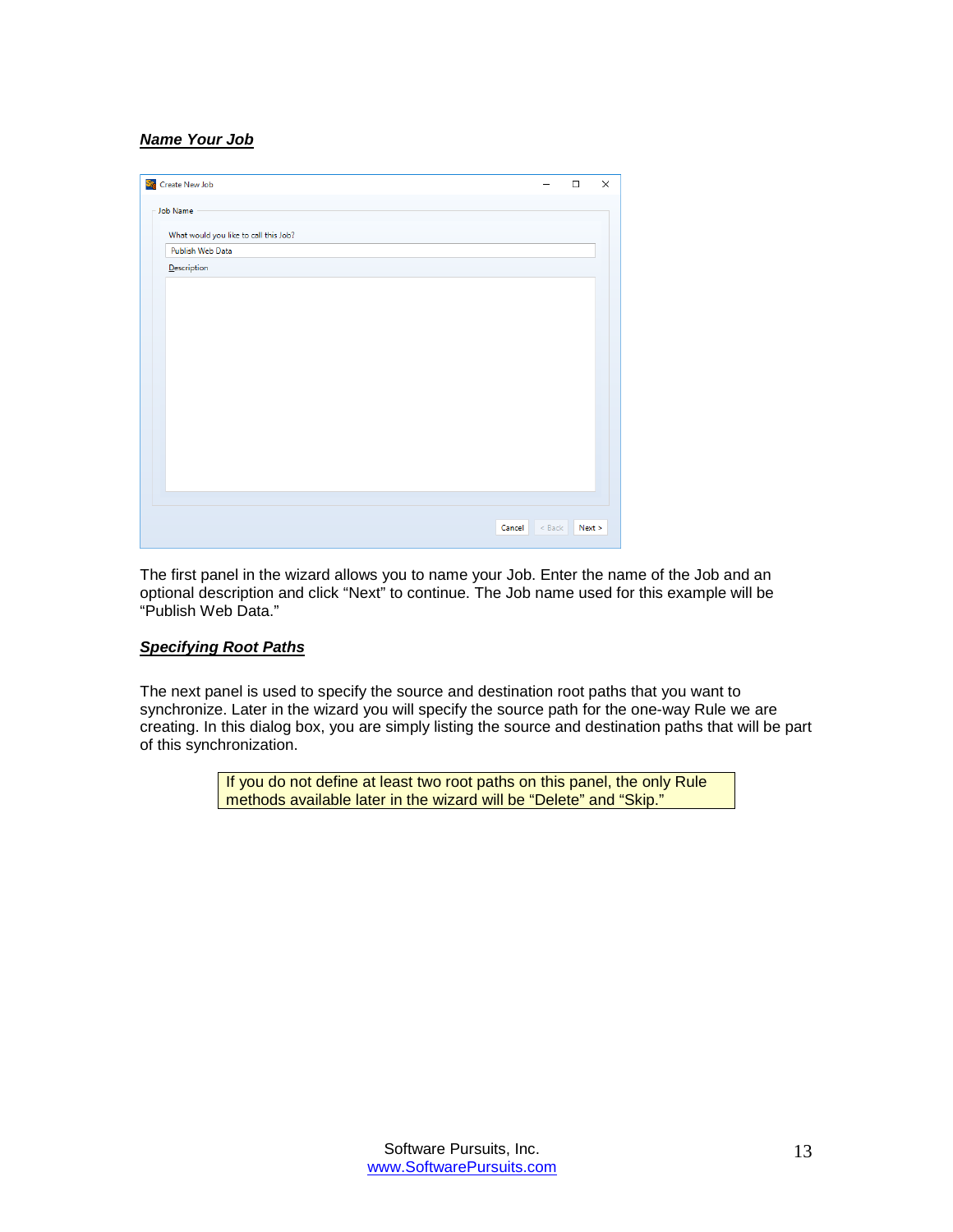***Name Your Job***

The first panel in the wizard allows you to name your Job. Enter the name of the Job and an optional description and click "Next" to continue. The Job name used for this example will be "Publish Web Data."

***Specifying Root Paths***

The next panel is used to specify the source and destination root paths that you want to synchronize. Later in the wizard you will specify the source path for the one-way Rule we are creating. In this dialog box, you are simply listing the source and destination paths that will be part of this synchronization.

> If you do not define at least two root paths on this panel, the only Rule methods available later in the wizard will be "Delete" and "Skip."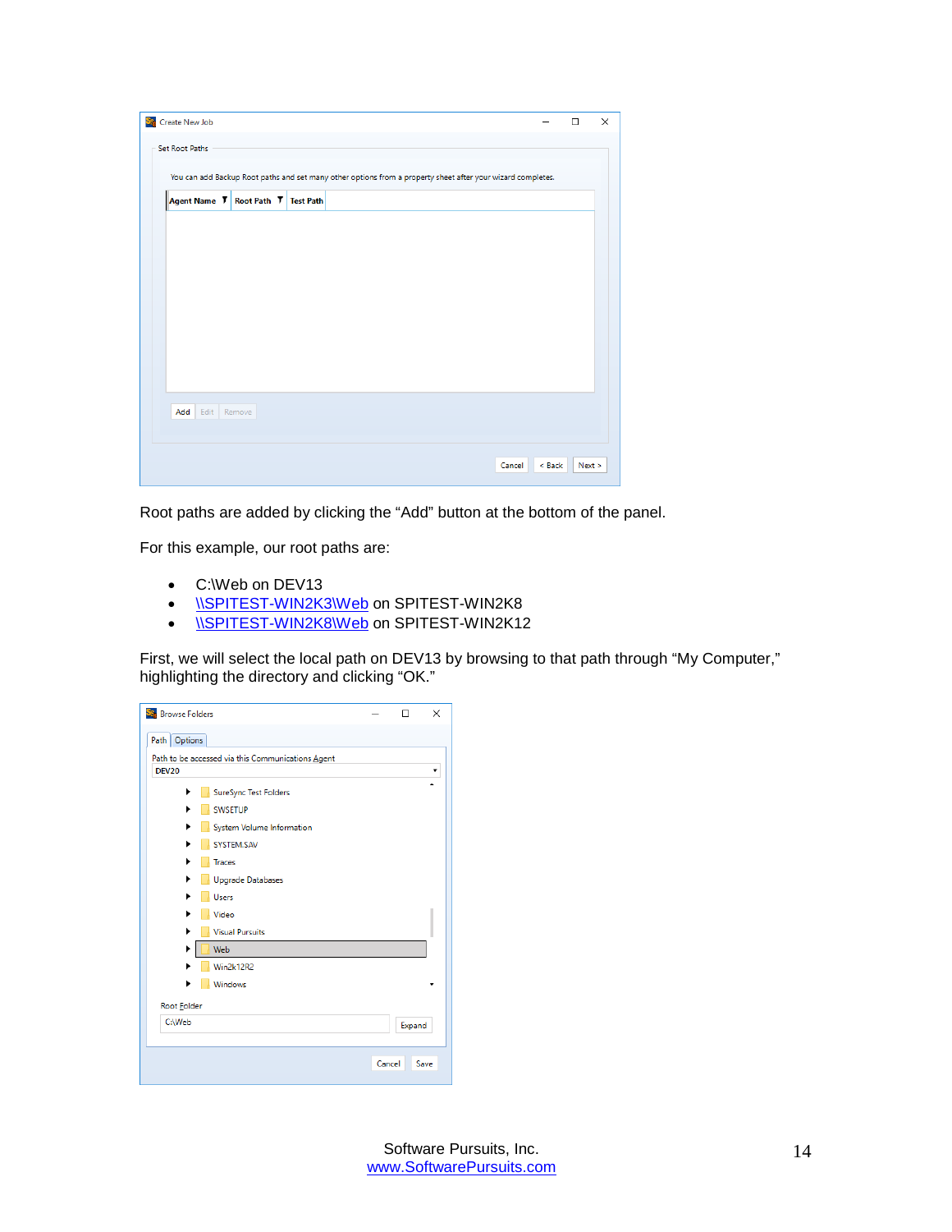Root paths are added by clicking the “Add” button at the bottom of the panel.

For this example, our root paths are:

- C:\Web on DEV13
- \\SPITEST-WIN2K3\Web on SPITEST-WIN2K8
- \\SPITEST-WIN2K8\Web on SPITEST-WIN2K12

First, we will select the local path on DEV13 by browsing to that path through “My Computer,” highlighting the directory and clicking “OK.”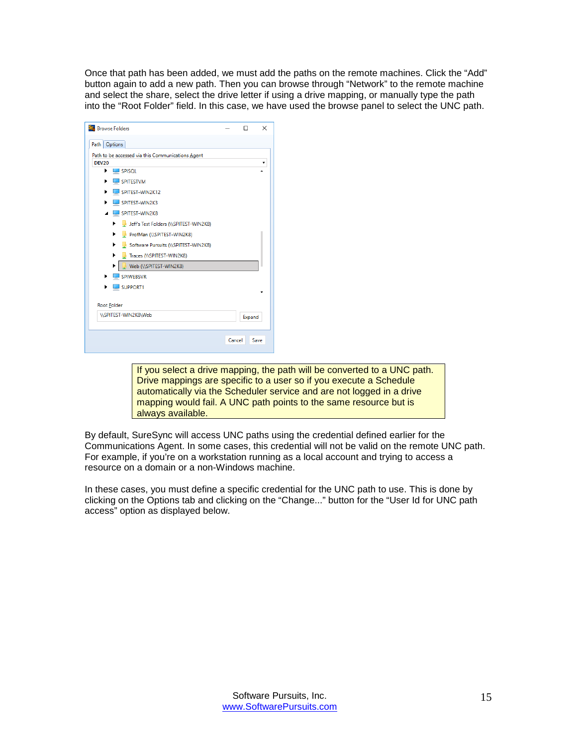Once that path has been added, we must add the paths on the remote machines. Click the "Add" button again to add a new path. Then you can browse through "Network" to the remote machine and select the share, select the drive letter if using a drive mapping, or manually type the path into the "Root Folder" field. In this case, we have used the browse panel to select the UNC path.

If you select a drive mapping, the path will be converted to a UNC path. Drive mappings are specific to a user so if you execute a Schedule automatically via the Scheduler service and are not logged in a drive mapping would fail. A UNC path points to the same resource but is always available.

By default, SureSync will access UNC paths using the credential defined earlier for the Communications Agent. In some cases, this credential will not be valid on the remote UNC path. For example, if you're on a workstation running as a local account and trying to access a resource on a domain or a non-Windows machine.

In these cases, you must define a specific credential for the UNC path to use. This is done by clicking on the Options tab and clicking on the "Change..." button for the "User Id for UNC path access" option as displayed below.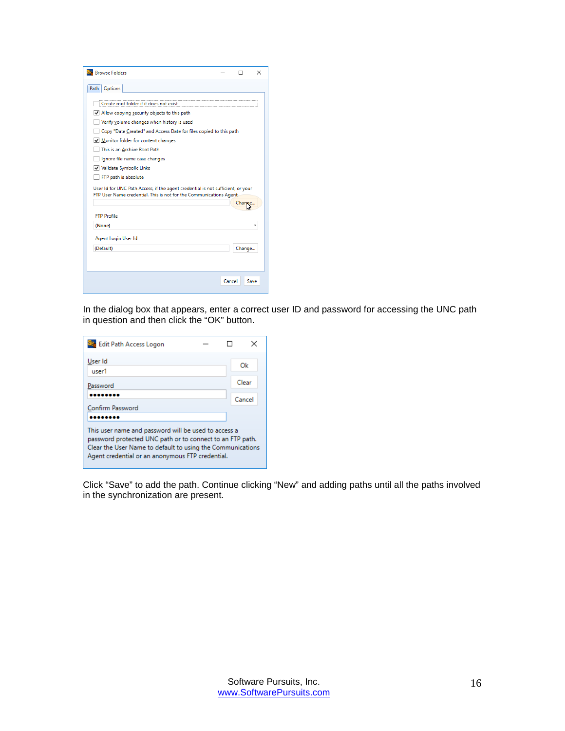In the dialog box that appears, enter a correct user ID and password for accessing the UNC path in question and then click the “OK” button.

Click “Save” to add the path. Continue clicking “New” and adding paths until all the paths involved in the synchronization are present.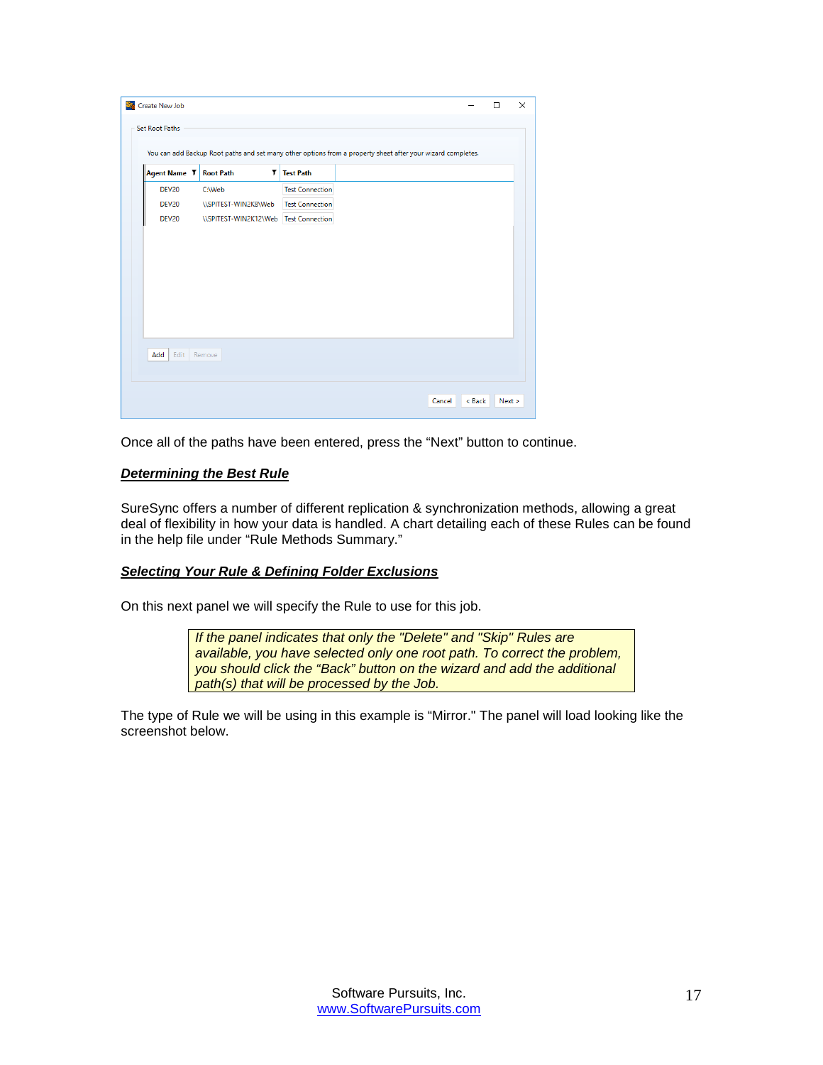Once all of the paths have been entered, press the “Next” button to continue.

## ***Determining the Best Rule***

SureSync offers a number of different replication & synchronization methods, allowing a great deal of flexibility in how your data is handled. A chart detailing each of these Rules can be found in the help file under “Rule Methods Summary.”

## ***Selecting Your Rule & Defining Folder Exclusions***

On this next panel we will specify the Rule to use for this job.

> *If the panel indicates that only the "Delete" and "Skip" Rules are available, you have selected only one root path. To correct the problem, you should click the “Back” button on the wizard and add the additional path(s) that will be processed by the Job.*

The type of Rule we will be using in this example is “Mirror." The panel will load looking like the screenshot below.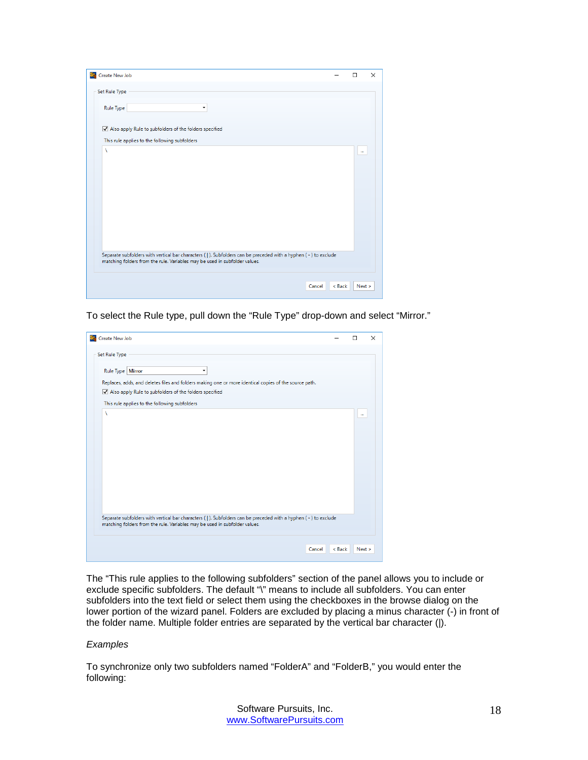To select the Rule type, pull down the “Rule Type” drop-down and select “Mirror.”

The “This rule applies to the following subfolders” section of the panel allows you to include or exclude specific subfolders. The default “\” means to include all subfolders. You can enter subfolders into the text field or select them using the checkboxes in the browse dialog on the lower portion of the wizard panel. Folders are excluded by placing a minus character (-) in front of the folder name. Multiple folder entries are separated by the vertical bar character (|).

*Examples*

To synchronize only two subfolders named “FolderA” and “FolderB,” you would enter the following: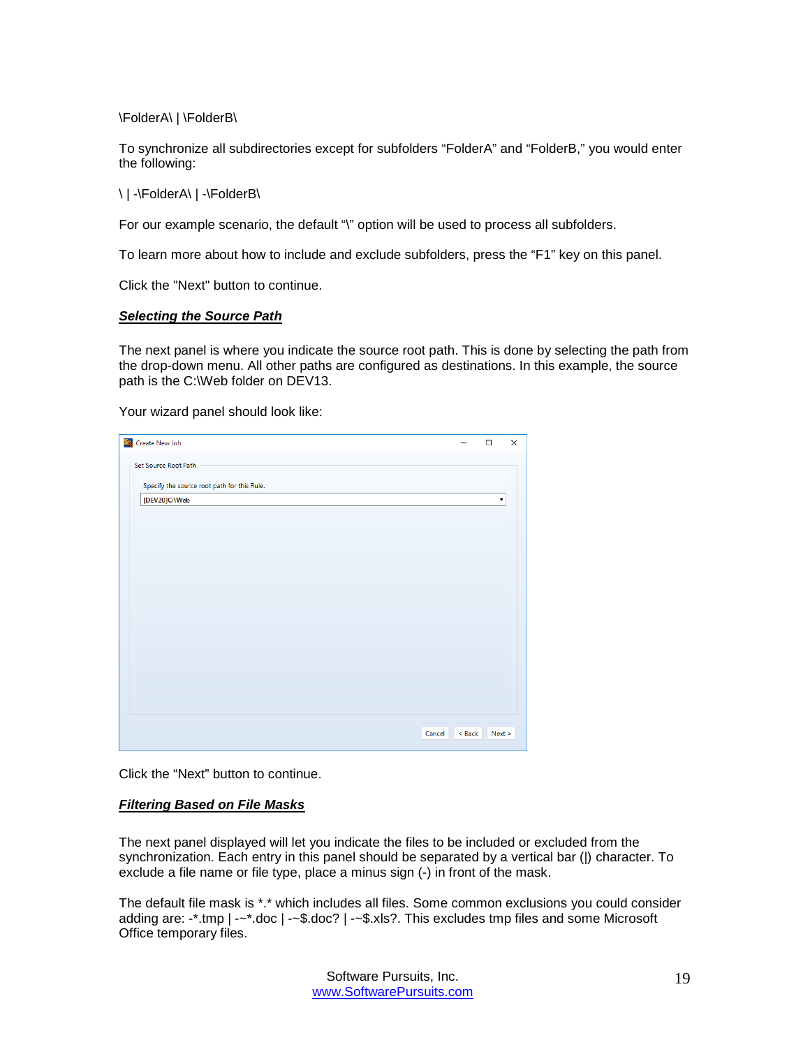\FolderA\ | \FolderB\

To synchronize all subdirectories except for subfolders “FolderA” and “FolderB,” you would enter the following:

\ | -\FolderA\ | -\FolderB\

For our example scenario, the default “\” option will be used to process all subfolders.

To learn more about how to include and exclude subfolders, press the “F1” key on this panel.

Click the "Next" button to continue.

***Selecting the Source Path***

The next panel is where you indicate the source root path. This is done by selecting the path from the drop-down menu. All other paths are configured as destinations. In this example, the source path is the C:\Web folder on DEV13.

Your wizard panel should look like:

Click the “Next” button to continue.

***Filtering Based on File Masks***

The next panel displayed will let you indicate the files to be included or excluded from the synchronization. Each entry in this panel should be separated by a vertical bar (|) character. To exclude a file name or file type, place a minus sign (-) in front of the mask.

The default file mask is *.* which includes all files. Some common exclusions you could consider adding are: -*.tmp | -~*.doc | -~$.doc? | -~$.xls?. This excludes tmp files and some Microsoft Office temporary files.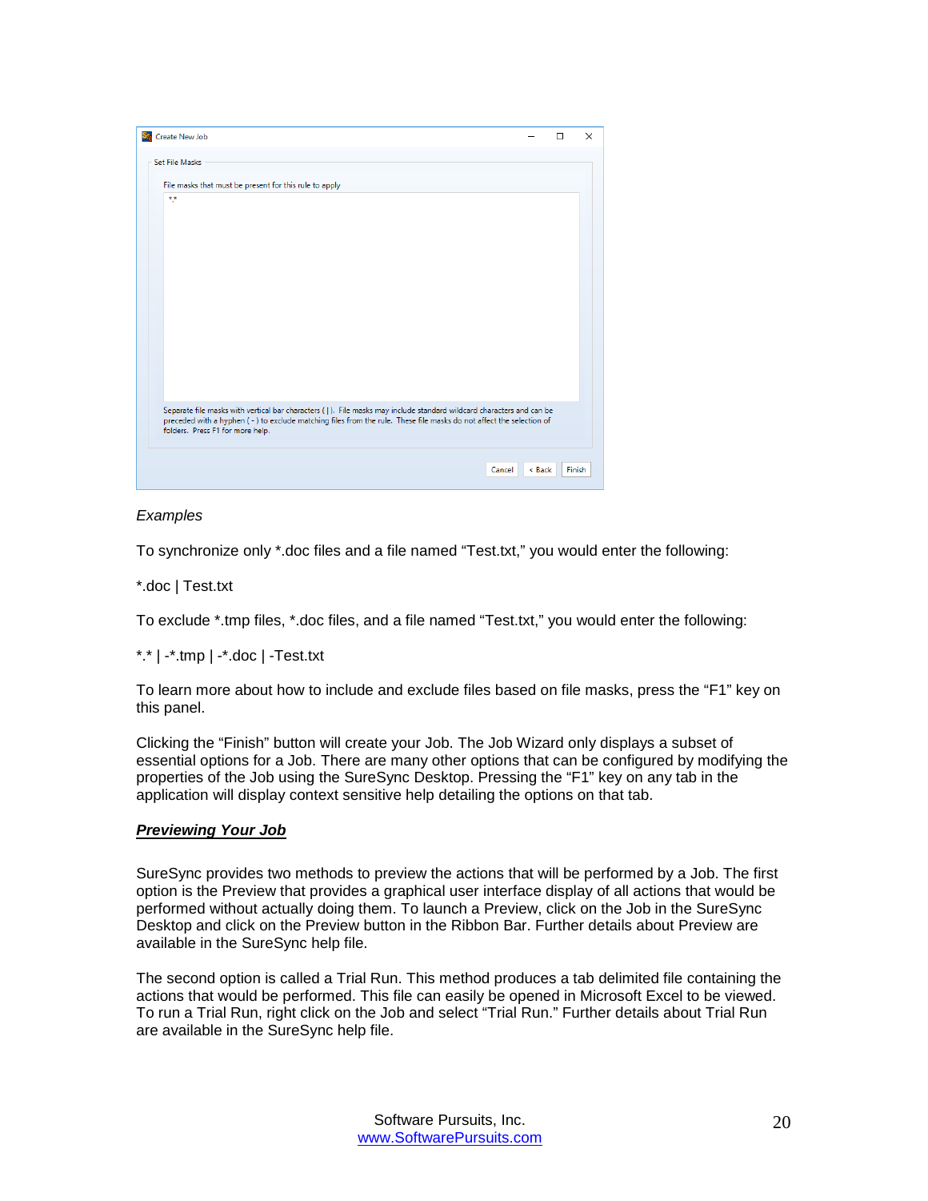*Examples*

To synchronize only *.doc files and a file named “Test.txt,” you would enter the following:

*.doc | Test.txt

To exclude *.tmp files, *.doc files, and a file named “Test.txt,” you would enter the following:

*.* | -*.tmp | -*.doc | -Test.txt

To learn more about how to include and exclude files based on file masks, press the “F1” key on this panel.

Clicking the “Finish” button will create your Job. The Job Wizard only displays a subset of essential options for a Job. There are many other options that can be configured by modifying the properties of the Job using the SureSync Desktop. Pressing the “F1” key on any tab in the application will display context sensitive help detailing the options on that tab.

***Previewing Your Job***

SureSync provides two methods to preview the actions that will be performed by a Job. The first option is the Preview that provides a graphical user interface display of all actions that would be performed without actually doing them. To launch a Preview, click on the Job in the SureSync Desktop and click on the Preview button in the Ribbon Bar. Further details about Preview are available in the SureSync help file.

The second option is called a Trial Run. This method produces a tab delimited file containing the actions that would be performed. This file can easily be opened in Microsoft Excel to be viewed. To run a Trial Run, right click on the Job and select “Trial Run.” Further details about Trial Run are available in the SureSync help file.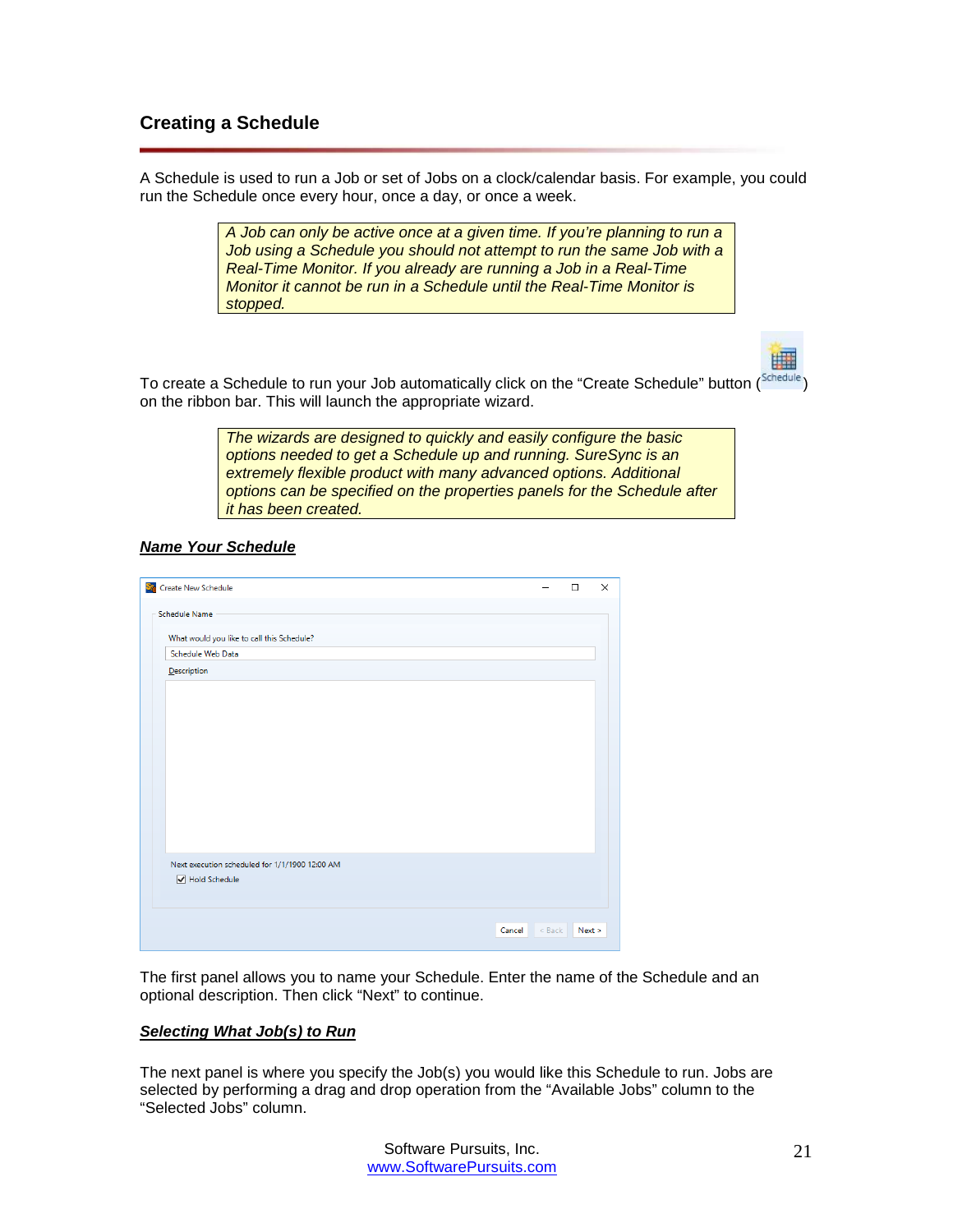## Creating a Schedule

A Schedule is used to run a Job or set of Jobs on a clock/calendar basis. For example, you could run the Schedule once every hour, once a day, or once a week.

> *A Job can only be active once at a given time. If you're planning to run a Job using a Schedule you should not attempt to run the same Job with a Real-Time Monitor. If you already are running a Job in a Real-Time Monitor it cannot be run in a Schedule until the Real-Time Monitor is stopped.*

To create a Schedule to run your Job automatically click on the "Create Schedule" button (Schedule) on the ribbon bar. This will launch the appropriate wizard.

> *The wizards are designed to quickly and easily configure the basic options needed to get a Schedule up and running. SureSync is an extremely flexible product with many advanced options. Additional options can be specified on the properties panels for the Schedule after it has been created.*

### ***Name Your Schedule***

Create New Schedule

Schedule Name

What would you like to call this Schedule?

Schedule Web Data

Description

Next execution scheduled for 1/1/1900 12:00 AM

☑ Hold Schedule

Cancel | < Back | Next >

The first panel allows you to name your Schedule. Enter the name of the Schedule and an optional description. Then click "Next" to continue.

### ***Selecting What Job(s) to Run***

The next panel is where you specify the Job(s) you would like this Schedule to run. Jobs are selected by performing a drag and drop operation from the "Available Jobs" column to the "Selected Jobs" column.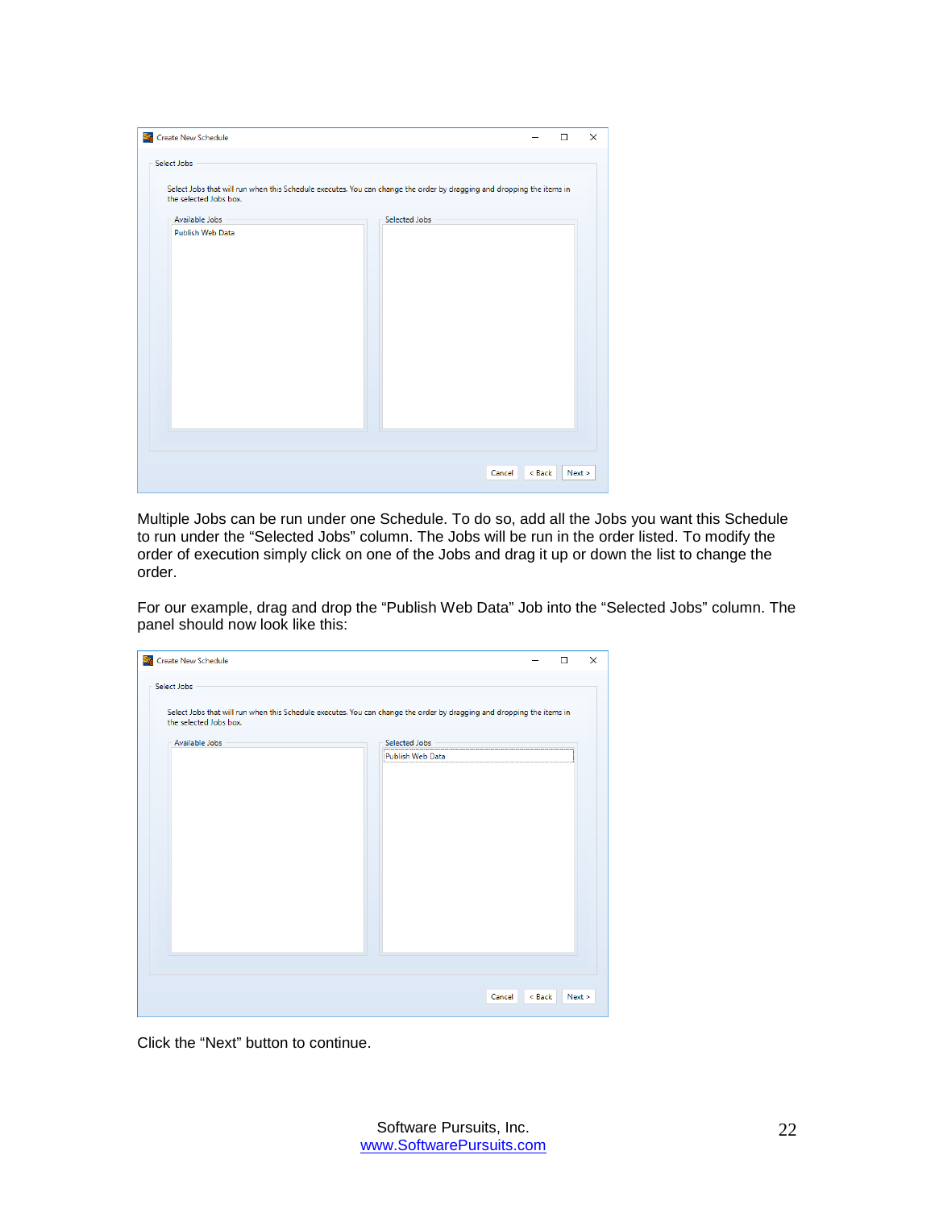Multiple Jobs can be run under one Schedule. To do so, add all the Jobs you want this Schedule to run under the "Selected Jobs" column. The Jobs will be run in the order listed. To modify the order of execution simply click on one of the Jobs and drag it up or down the list to change the order.

For our example, drag and drop the "Publish Web Data" Job into the "Selected Jobs" column. The panel should now look like this:

Click the "Next" button to continue.

Software Pursuits, Inc.
www.SoftwarePursuits.com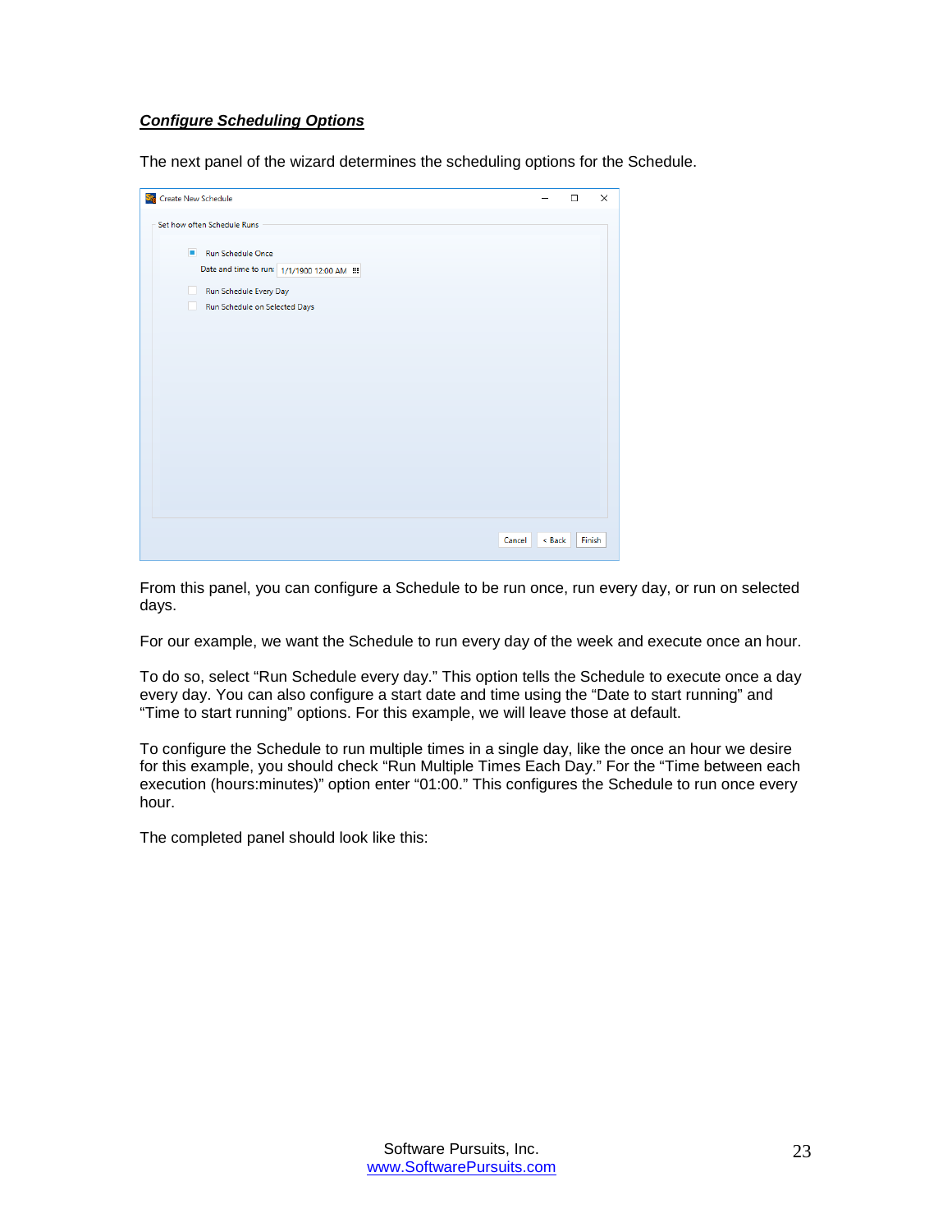## ***Configure Scheduling Options***

The next panel of the wizard determines the scheduling options for the Schedule.

From this panel, you can configure a Schedule to be run once, run every day, or run on selected days.

For our example, we want the Schedule to run every day of the week and execute once an hour.

To do so, select "Run Schedule every day." This option tells the Schedule to execute once a day every day. You can also configure a start date and time using the "Date to start running" and "Time to start running" options. For this example, we will leave those at default.

To configure the Schedule to run multiple times in a single day, like the once an hour we desire for this example, you should check "Run Multiple Times Each Day." For the "Time between each execution (hours:minutes)" option enter "01:00." This configures the Schedule to run once every hour.

The completed panel should look like this: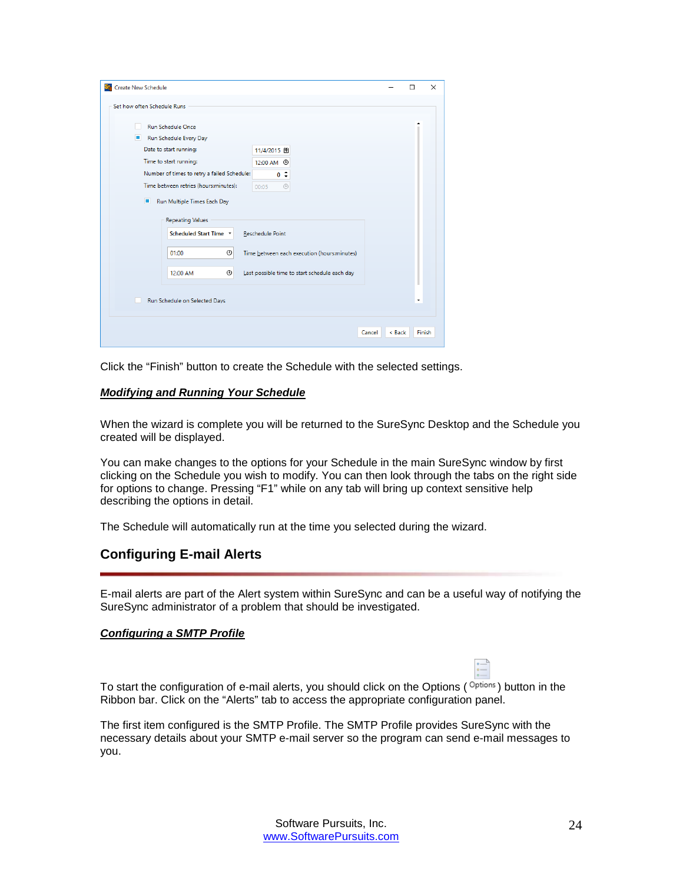Click the “Finish” button to create the Schedule with the selected settings.

***Modifying and Running Your Schedule***

When the wizard is complete you will be returned to the SureSync Desktop and the Schedule you created will be displayed.

You can make changes to the options for your Schedule in the main SureSync window by first clicking on the Schedule you wish to modify. You can then look through the tabs on the right side for options to change. Pressing “F1” while on any tab will bring up context sensitive help describing the options in detail.

The Schedule will automatically run at the time you selected during the wizard.

## Configuring E-mail Alerts

E-mail alerts are part of the Alert system within SureSync and can be a useful way of notifying the SureSync administrator of a problem that should be investigated.

***Configuring a SMTP Profile***

To start the configuration of e-mail alerts, you should click on the Options ( Options ) button in the Ribbon bar. Click on the “Alerts” tab to access the appropriate configuration panel.

The first item configured is the SMTP Profile. The SMTP Profile provides SureSync with the necessary details about your SMTP e-mail server so the program can send e-mail messages to you.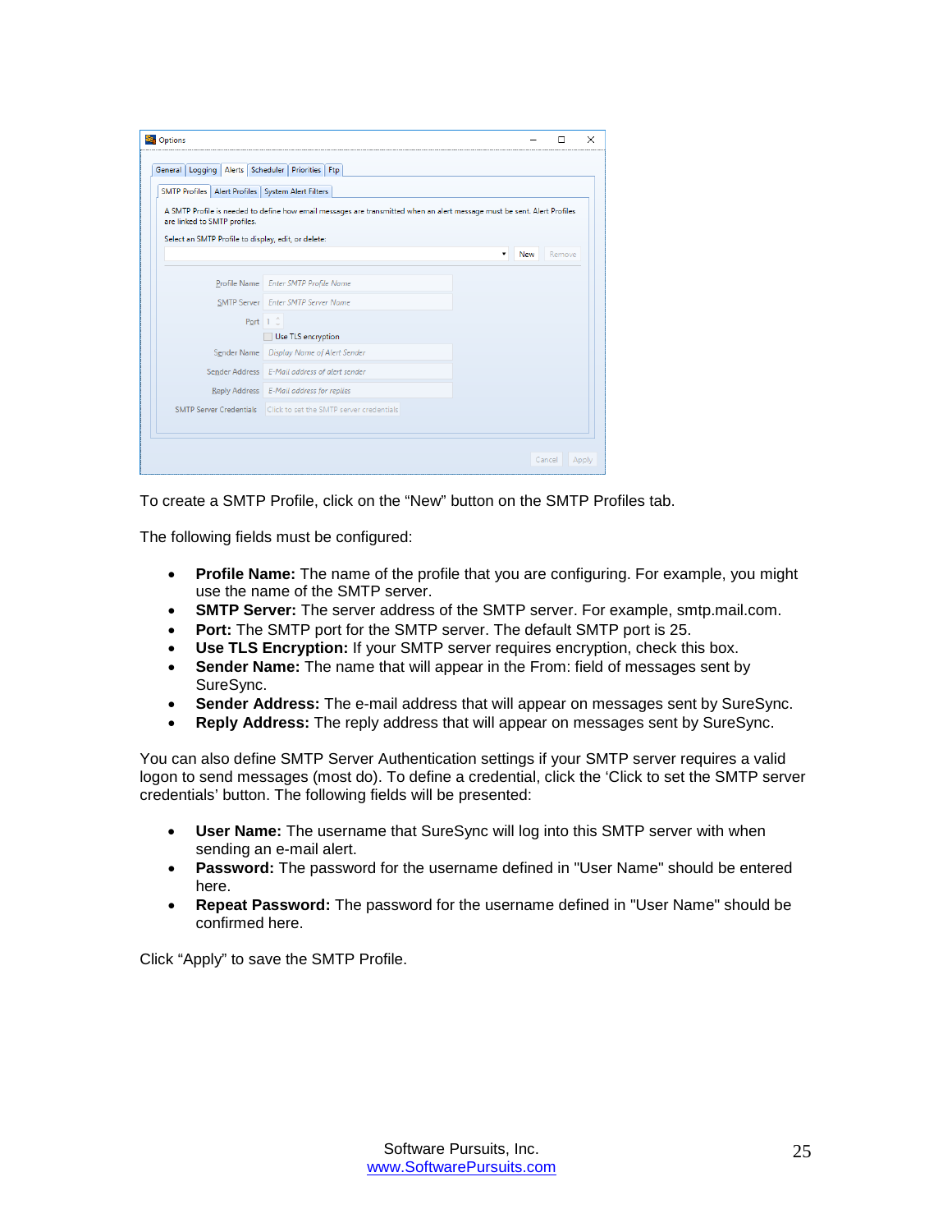To create a SMTP Profile, click on the “New” button on the SMTP Profiles tab.

The following fields must be configured:

- **Profile Name:** The name of the profile that you are configuring. For example, you might use the name of the SMTP server.
- **SMTP Server:** The server address of the SMTP server. For example, smtp.mail.com.
- **Port:** The SMTP port for the SMTP server. The default SMTP port is 25.
- **Use TLS Encryption:** If your SMTP server requires encryption, check this box.
- **Sender Name:** The name that will appear in the From: field of messages sent by SureSync.
- **Sender Address:** The e-mail address that will appear on messages sent by SureSync.
- **Reply Address:** The reply address that will appear on messages sent by SureSync.

You can also define SMTP Server Authentication settings if your SMTP server requires a valid logon to send messages (most do). To define a credential, click the ‘Click to set the SMTP server credentials’ button. The following fields will be presented:

- **User Name:** The username that SureSync will log into this SMTP server with when sending an e-mail alert.
- **Password:** The password for the username defined in "User Name" should be entered here.
- **Repeat Password:** The password for the username defined in "User Name" should be confirmed here.

Click “Apply” to save the SMTP Profile.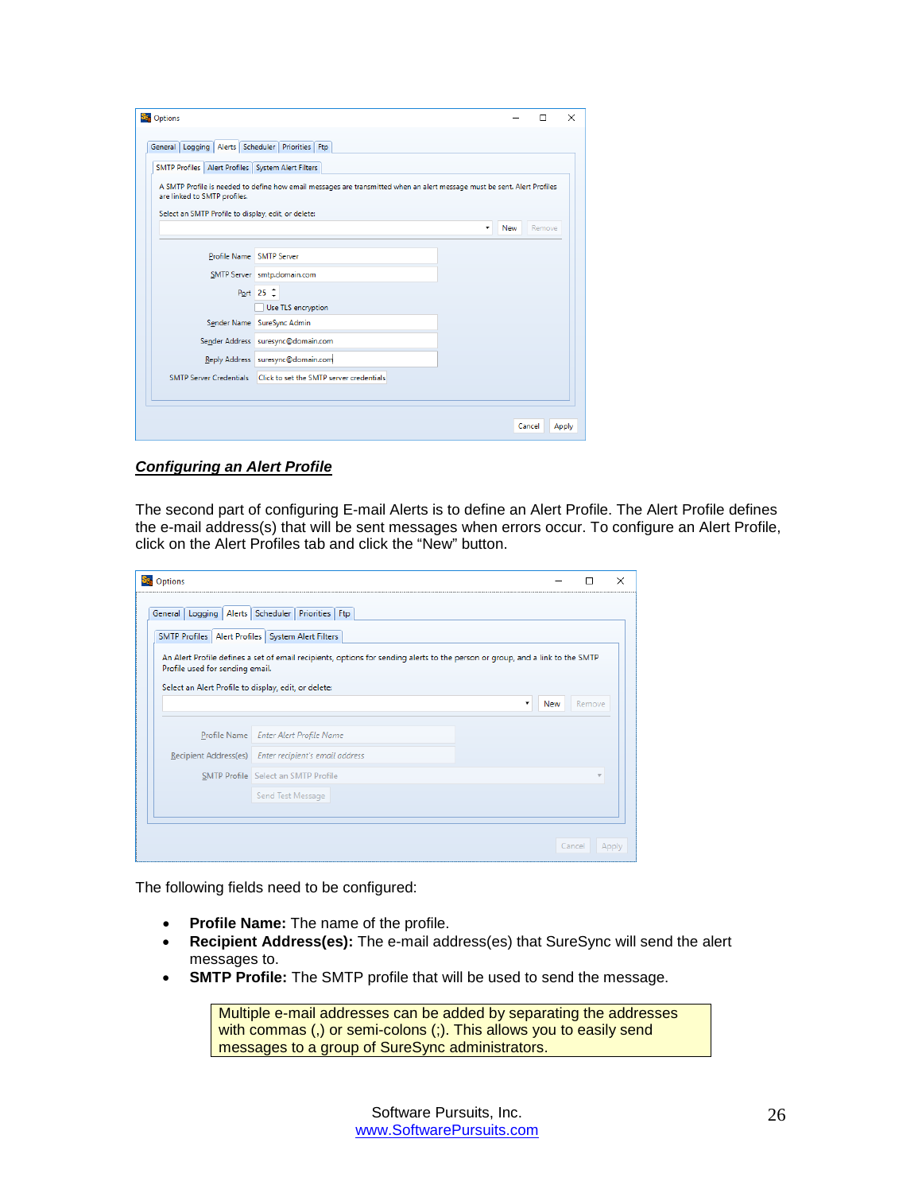## ***Configuring an Alert Profile***

The second part of configuring E-mail Alerts is to define an Alert Profile. The Alert Profile defines the e-mail address(s) that will be sent messages when errors occur. To configure an Alert Profile, click on the Alert Profiles tab and click the "New" button.

The following fields need to be configured:

- **Profile Name:** The name of the profile.
- **Recipient Address(es):** The e-mail address(es) that SureSync will send the alert messages to.
- **SMTP Profile:** The SMTP profile that will be used to send the message.

> Multiple e-mail addresses can be added by separating the addresses with commas (,) or semi-colons (;). This allows you to easily send messages to a group of SureSync administrators.

Software Pursuits, Inc.
www.SoftwarePursuits.com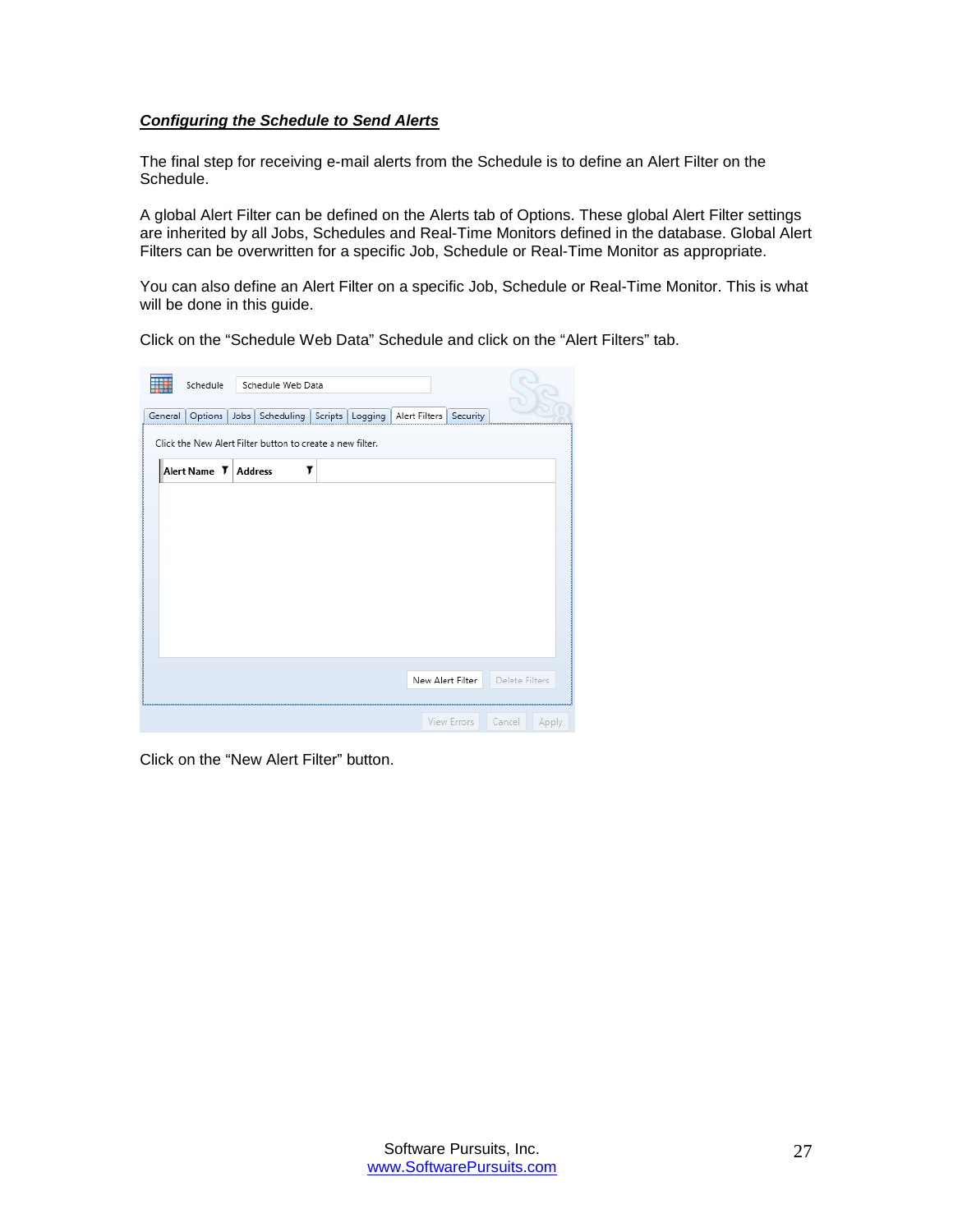***Configuring the Schedule to Send Alerts***

The final step for receiving e-mail alerts from the Schedule is to define an Alert Filter on the Schedule.

A global Alert Filter can be defined on the Alerts tab of Options. These global Alert Filter settings are inherited by all Jobs, Schedules and Real-Time Monitors defined in the database. Global Alert Filters can be overwritten for a specific Job, Schedule or Real-Time Monitor as appropriate.

You can also define an Alert Filter on a specific Job, Schedule or Real-Time Monitor. This is what will be done in this guide.

Click on the "Schedule Web Data" Schedule and click on the "Alert Filters" tab.

Click on the "New Alert Filter" button.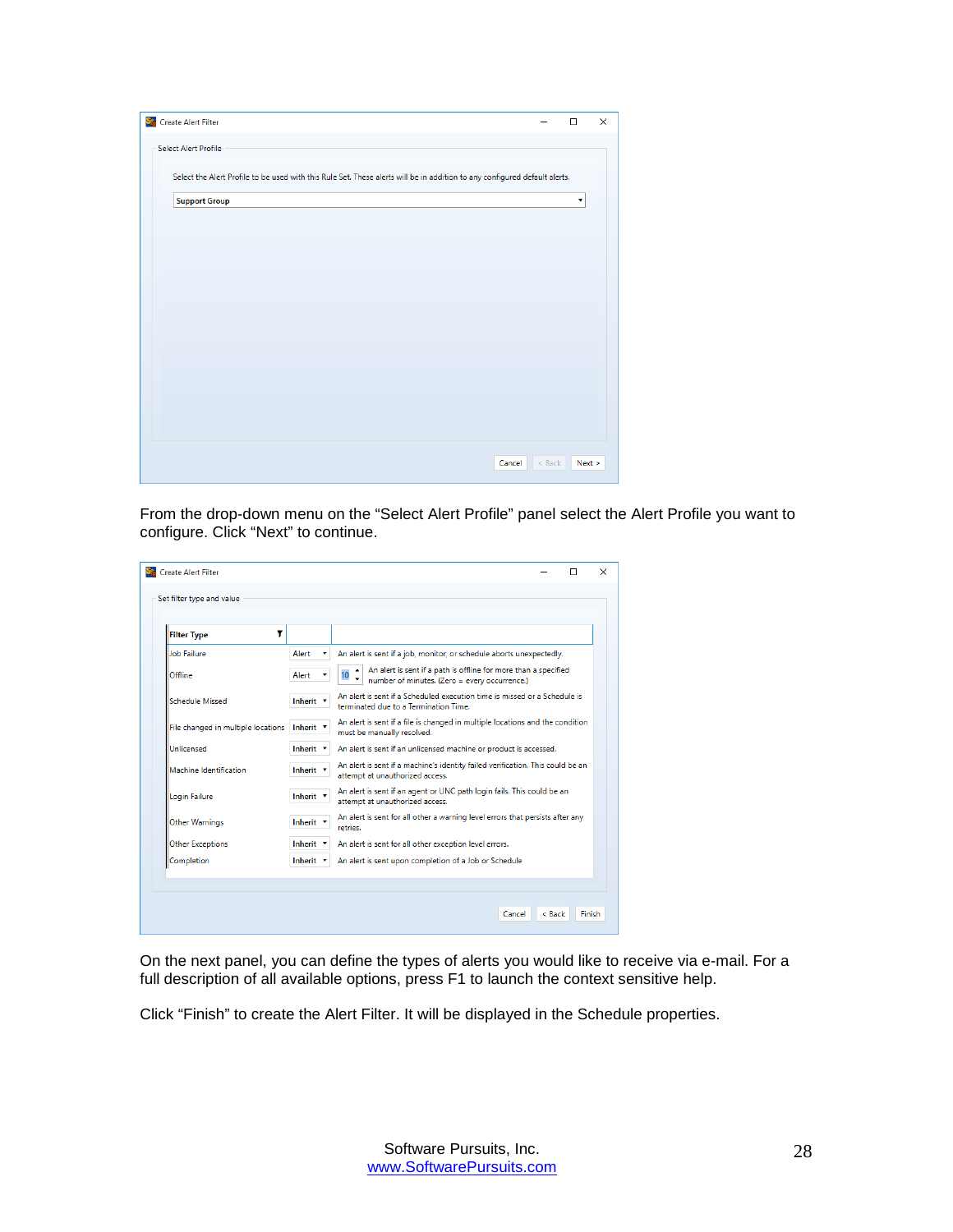From the drop-down menu on the “Select Alert Profile” panel select the Alert Profile you want to configure. Click “Next” to continue.

On the next panel, you can define the types of alerts you would like to receive via e-mail. For a full description of all available options, press F1 to launch the context sensitive help.

Click “Finish” to create the Alert Filter. It will be displayed in the Schedule properties.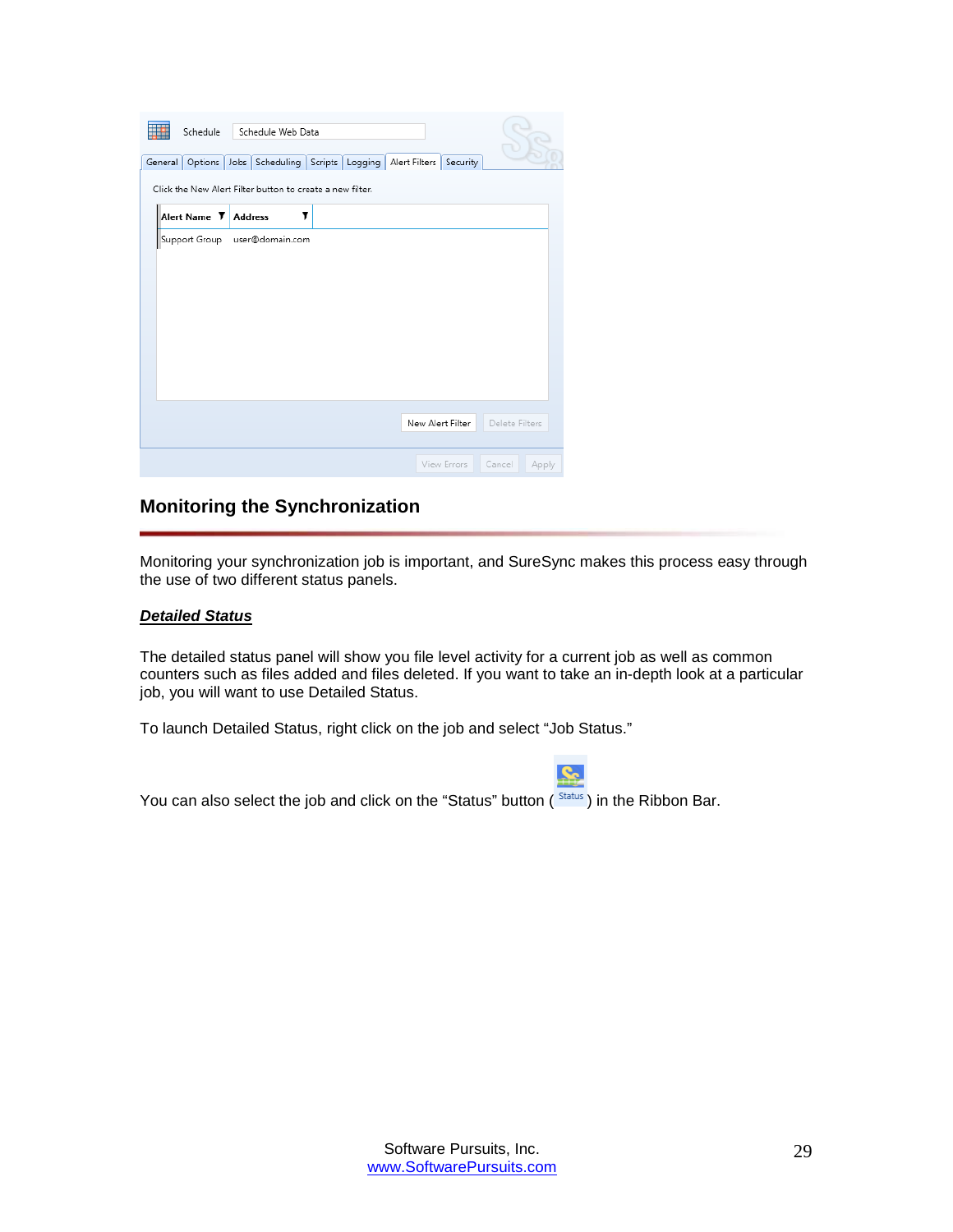## Monitoring the Synchronization

Monitoring your synchronization job is important, and SureSync makes this process easy through the use of two different status panels.

***Detailed Status***

The detailed status panel will show you file level activity for a current job as well as common counters such as files added and files deleted. If you want to take an in-depth look at a particular job, you will want to use Detailed Status.

To launch Detailed Status, right click on the job and select "Job Status."

You can also select the job and click on the "Status" button ( Status ) in the Ribbon Bar.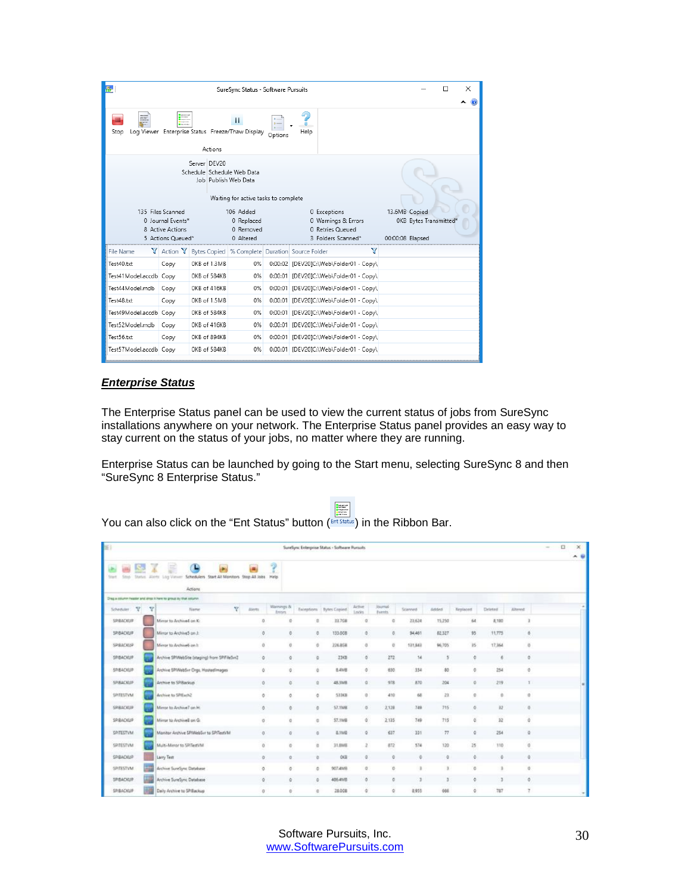## *Enterprise Status*

The Enterprise Status panel can be used to view the current status of jobs from SureSync installations anywhere on your network. The Enterprise Status panel provides an easy way to stay current on the status of your jobs, no matter where they are running.

Enterprise Status can be launched by going to the Start menu, selecting SureSync 8 and then "SureSync 8 Enterprise Status."

You can also click on the "Ent Status" button (Ent Status) in the Ribbon Bar.